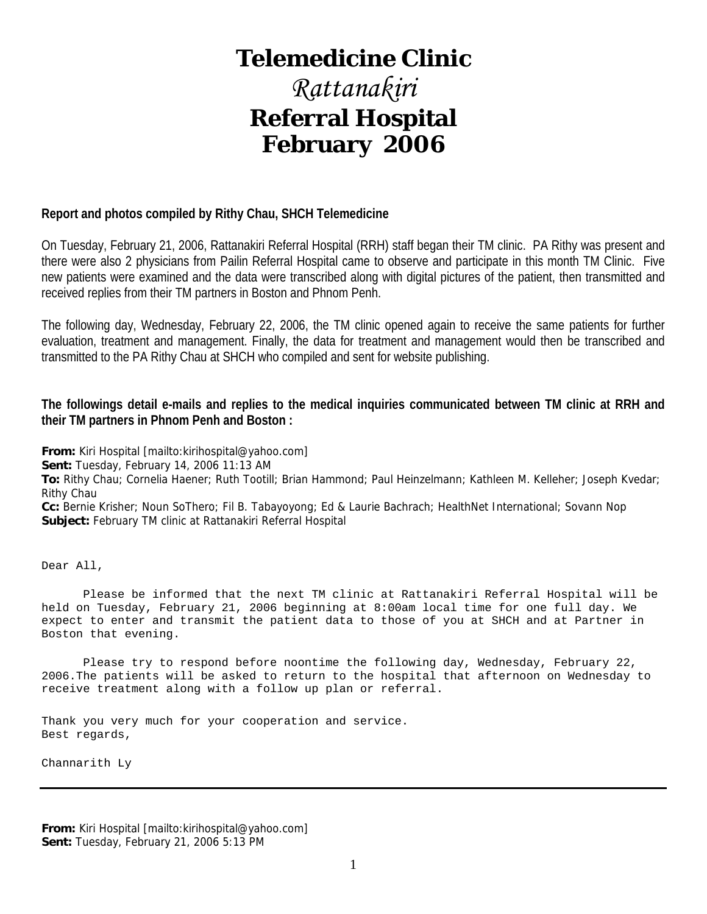# Telemedicine Clinic

## *Rattanakiri*

## Referral Hospital
## February 2006

**Report and photos compiled by Rithy Chau, SHCH Telemedicine**

On Tuesday, February 21, 2006, Rattanakiri Referral Hospital (RRH) staff began their TM clinic. PA Rithy was present and there were also 2 physicians from Pailin Referral Hospital came to observe and participate in this month TM Clinic. Five new patients were examined and the data were transcribed along with digital pictures of the patient, then transmitted and received replies from their TM partners in Boston and Phnom Penh.

The following day, Wednesday, February 22, 2006, the TM clinic opened again to receive the same patients for further evaluation, treatment and management. Finally, the data for treatment and management would then be transcribed and transmitted to the PA Rithy Chau at SHCH who compiled and sent for website publishing.

**The followings detail e-mails and replies to the medical inquiries communicated between TM clinic at RRH and their TM partners in Phnom Penh and Boston :**

**From:** Kiri Hospital [mailto:kirihospital@yahoo.com]
**Sent:** Tuesday, February 14, 2006 11:13 AM
**To:** Rithy Chau; Cornelia Haener; Ruth Tootill; Brian Hammond; Paul Heinzelmann; Kathleen M. Kelleher; Joseph Kvedar; Rithy Chau
**Cc:** Bernie Krisher; Noun SoThero; Fil B. Tabayoyong; Ed & Laurie Bachrach; HealthNet International; Sovann Nop
**Subject:** February TM clinic at Rattanakiri Referral Hospital

Dear All,

Please be informed that the next TM clinic at Rattanakiri Referral Hospital will be held on Tuesday, February 21, 2006 beginning at 8:00am local time for one full day. We expect to enter and transmit the patient data to those of you at SHCH and at Partner in Boston that evening.

Please try to respond before noontime the following day, Wednesday, February 22, 2006.The patients will be asked to return to the hospital that afternoon on Wednesday to receive treatment along with a follow up plan or referral.

Thank you very much for your cooperation and service.
Best regards,

Channarith Ly

---

**From:** Kiri Hospital [mailto:kirihospital@yahoo.com]
**Sent:** Tuesday, February 21, 2006 5:13 PM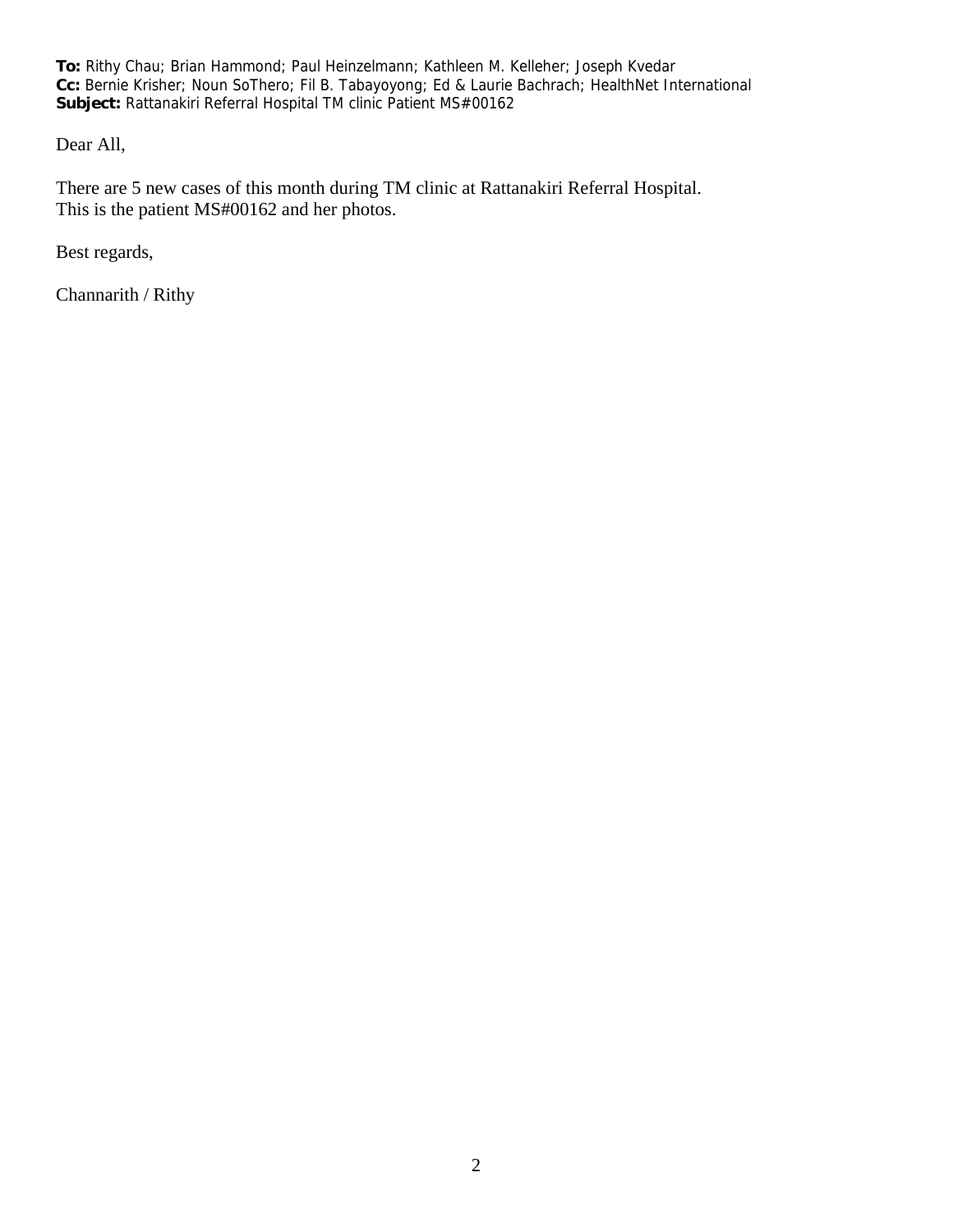**To:** Rithy Chau; Brian Hammond; Paul Heinzelmann; Kathleen M. Kelleher; Joseph Kvedar
**Cc:** Bernie Krisher; Noun SoThero; Fil B. Tabayoyong; Ed & Laurie Bachrach; HealthNet International
**Subject:** Rattanakiri Referral Hospital TM clinic Patient MS#00162

Dear All,

There are 5 new cases of this month during TM clinic at Rattanakiri Referral Hospital.
This is the patient MS#00162 and her photos.

Best regards,

Channarith / Rithy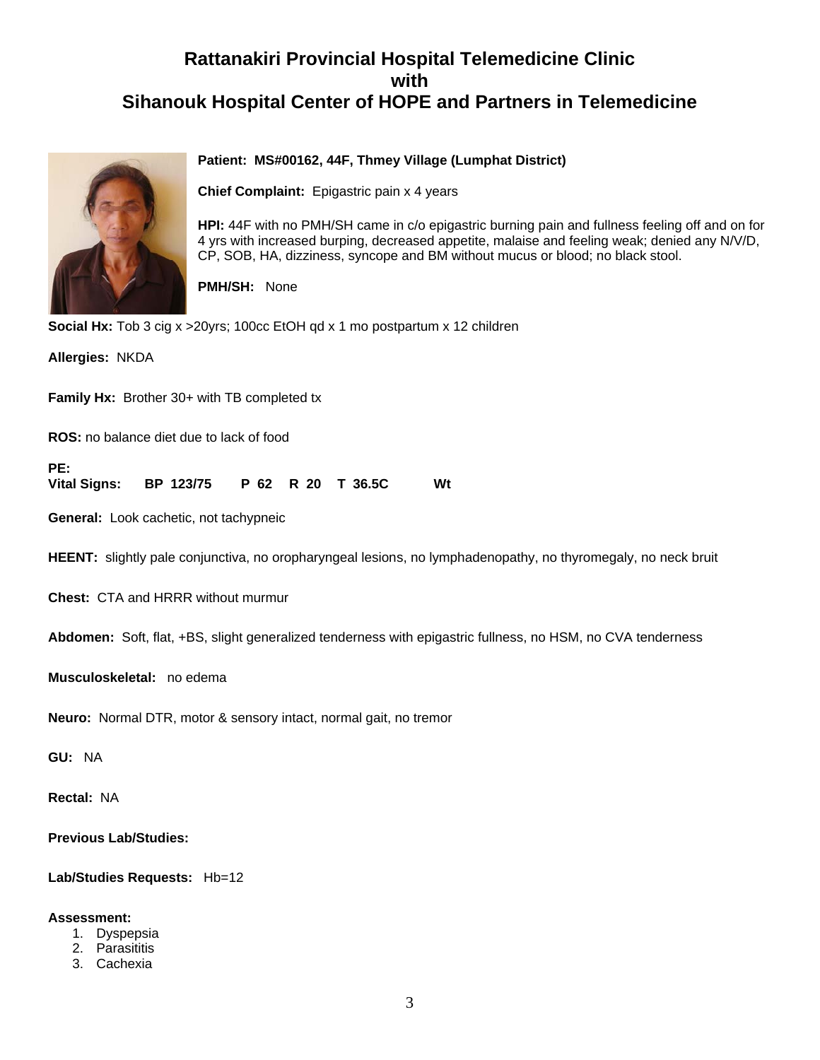# Rattanakiri Provincial Hospital Telemedicine Clinic
# with
# Sihanouk Hospital Center of HOPE and Partners in Telemedicine

**Patient: MS#00162, 44F, Thmey Village (Lumphat District)**

**Chief Complaint:** Epigastric pain x 4 years

**HPI:** 44F with no PMH/SH came in c/o epigastric burning pain and fullness feeling off and on for 4 yrs with increased burping, decreased appetite, malaise and feeling weak; denied any N/V/D, CP, SOB, HA, dizziness, syncope and BM without mucus or blood; no black stool.

**PMH/SH:** None

**Social Hx:** Tob 3 cig x >20yrs; 100cc EtOH qd x 1 mo postpartum x 12 children

**Allergies:** NKDA

**Family Hx:** Brother 30+ with TB completed tx

**ROS:** no balance diet due to lack of food

**PE:**
**Vital Signs: BP 123/75 P 62 R 20 T 36.5C Wt**

**General:** Look cachetic, not tachypneic

**HEENT:** slightly pale conjunctiva, no oropharyngeal lesions, no lymphadenopathy, no thyromegaly, no neck bruit

**Chest:** CTA and HRRR without murmur

**Abdomen:** Soft, flat, +BS, slight generalized tenderness with epigastric fullness, no HSM, no CVA tenderness

**Musculoskeletal:** no edema

**Neuro:** Normal DTR, motor & sensory intact, normal gait, no tremor

**GU:** NA

**Rectal:** NA

**Previous Lab/Studies:**

**Lab/Studies Requests:** Hb=12

**Assessment:**
1. Dyspepsia
2. Parasititis
3. Cachexia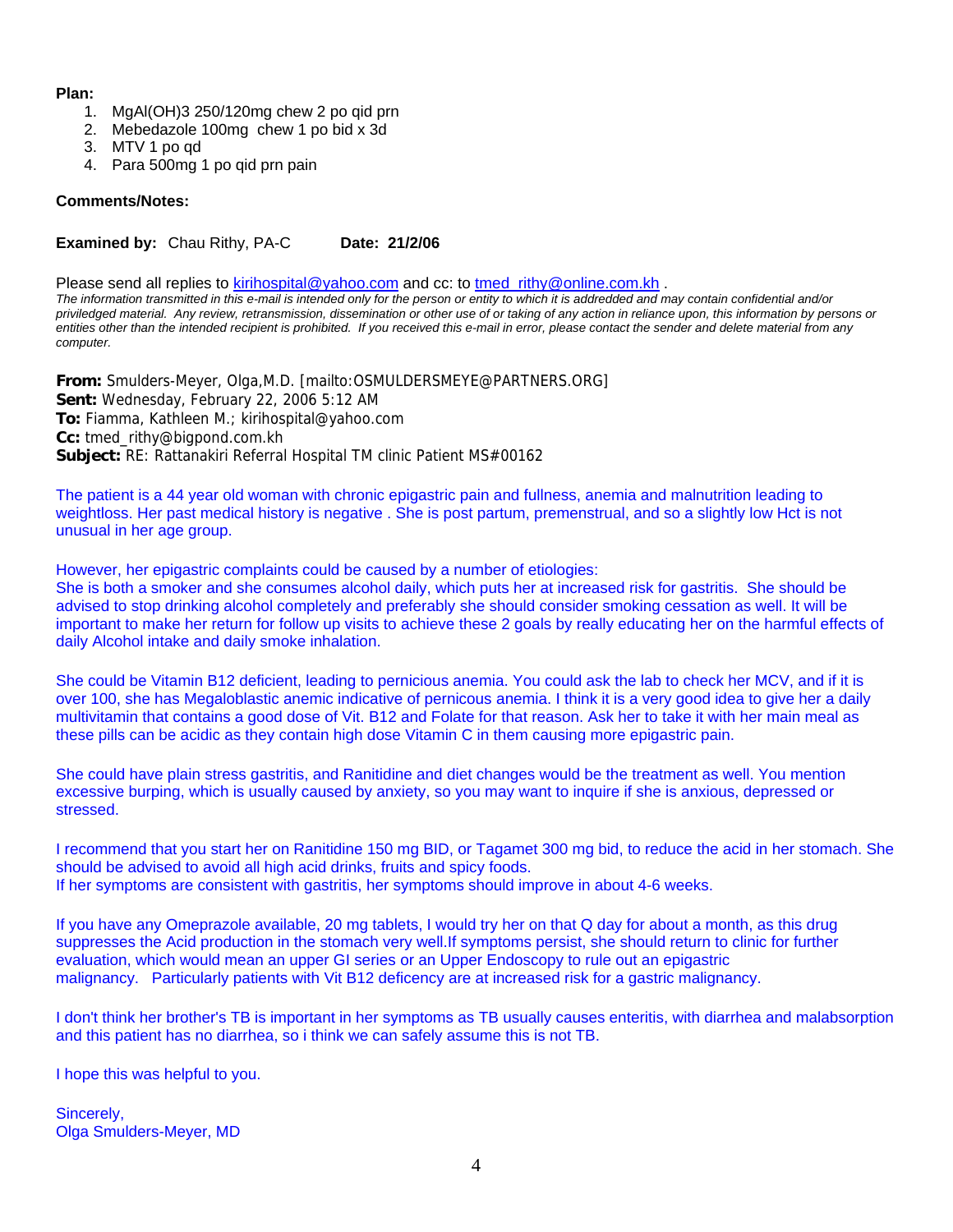**Plan:**

1. MgAl(OH)3 250/120mg chew 2 po qid prn
2. Mebedazole 100mg chew 1 po bid x 3d
3. MTV 1 po qd
4. Para 500mg 1 po qid prn pain

**Comments/Notes:**

**Examined by:** Chau Rithy, PA-C **Date: 21/2/06**

Please send all replies to kirihospital@yahoo.com and cc: to tmed_rithy@online.com.kh .

*The information transmitted in this e-mail is intended only for the person or entity to which it is addredded and may contain confidential and/or priviledged material. Any review, retransmission, dissemination or other use of or taking of any action in reliance upon, this information by persons or entities other than the intended recipient is prohibited. If you received this e-mail in error, please contact the sender and delete material from any computer.*

**From:** Smulders-Meyer, Olga,M.D. [mailto:OSMULDERSMEYE@PARTNERS.ORG]
**Sent:** Wednesday, February 22, 2006 5:12 AM
**To:** Fiamma, Kathleen M.; kirihospital@yahoo.com
**Cc:** tmed_rithy@bigpond.com.kh
**Subject:** RE: Rattanakiri Referral Hospital TM clinic Patient MS#00162

The patient is a 44 year old woman with chronic epigastric pain and fullness, anemia and malnutrition leading to weightloss. Her past medical history is negative . She is post partum, premenstrual, and so a slightly low Hct is not unusual in her age group.

However, her epigastric complaints could be caused by a number of etiologies:
She is both a smoker and she consumes alcohol daily, which puts her at increased risk for gastritis. She should be advised to stop drinking alcohol completely and preferably she should consider smoking cessation as well. It will be important to make her return for follow up visits to achieve these 2 goals by really educating her on the harmful effects of daily Alcohol intake and daily smoke inhalation.

She could be Vitamin B12 deficient, leading to pernicious anemia. You could ask the lab to check her MCV, and if it is over 100, she has Megaloblastic anemic indicative of pernicous anemia. I think it is a very good idea to give her a daily multivitamin that contains a good dose of Vit. B12 and Folate for that reason. Ask her to take it with her main meal as these pills can be acidic as they contain high dose Vitamin C in them causing more epigastric pain.

She could have plain stress gastritis, and Ranitidine and diet changes would be the treatment as well. You mention excessive burping, which is usually caused by anxiety, so you may want to inquire if she is anxious, depressed or stressed.

I recommend that you start her on Ranitidine 150 mg BID, or Tagamet 300 mg bid, to reduce the acid in her stomach. She should be advised to avoid all high acid drinks, fruits and spicy foods.
If her symptoms are consistent with gastritis, her symptoms should improve in about 4-6 weeks.

If you have any Omeprazole available, 20 mg tablets, I would try her on that Q day for about a month, as this drug suppresses the Acid production in the stomach very well.If symptoms persist, she should return to clinic for further evaluation, which would mean an upper GI series or an Upper Endoscopy to rule out an epigastric malignancy. Particularly patients with Vit B12 deficency are at increased risk for a gastric malignancy.

I don't think her brother's TB is important in her symptoms as TB usually causes enteritis, with diarrhea and malabsorption and this patient has no diarrhea, so i think we can safely assume this is not TB.

I hope this was helpful to you.

Sincerely,
Olga Smulders-Meyer, MD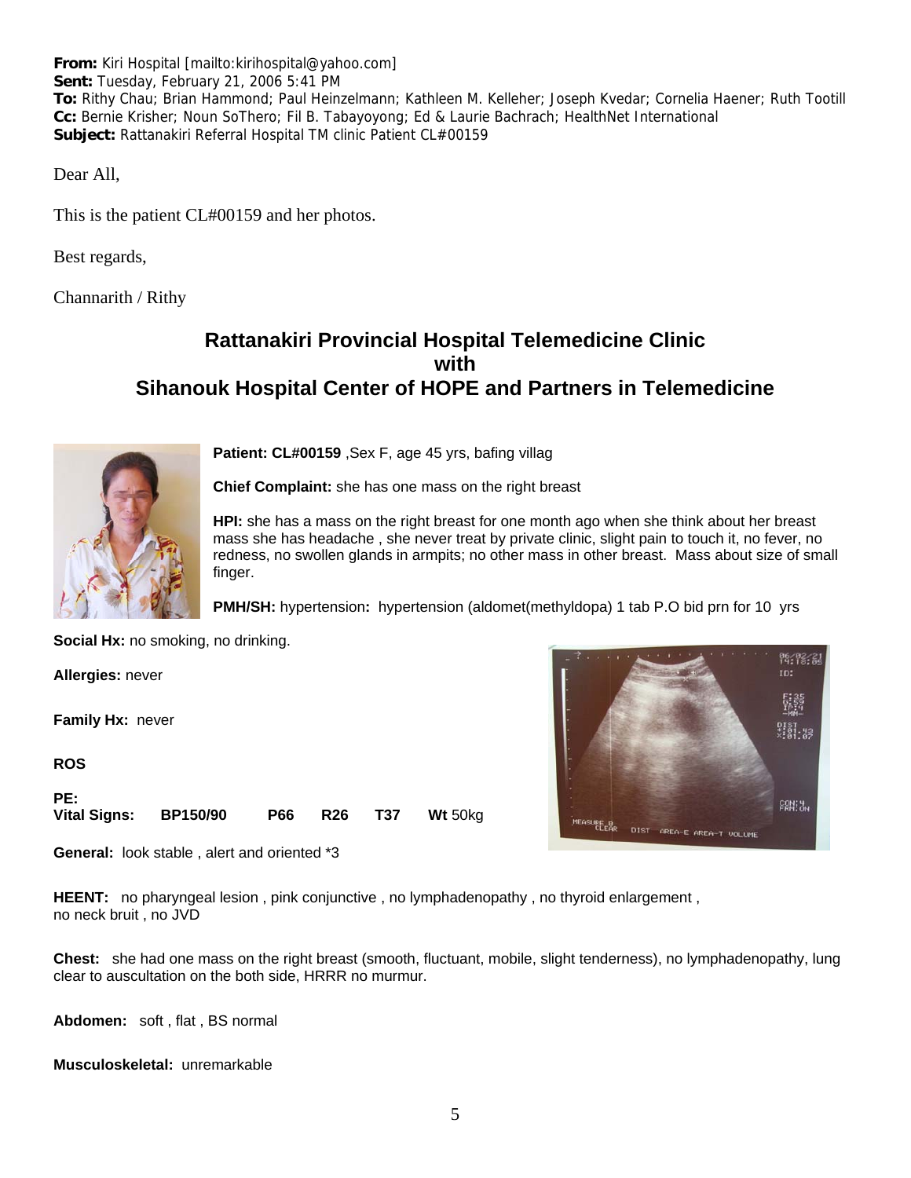**From:** Kiri Hospital [mailto:kirihospital@yahoo.com]
**Sent:** Tuesday, February 21, 2006 5:41 PM
**To:** Rithy Chau; Brian Hammond; Paul Heinzelmann; Kathleen M. Kelleher; Joseph Kvedar; Cornelia Haener; Ruth Tootill
**Cc:** Bernie Krisher; Noun SoThero; Fil B. Tabayoyong; Ed & Laurie Bachrach; HealthNet International
**Subject:** Rattanakiri Referral Hospital TM clinic Patient CL#00159

Dear All,

This is the patient CL#00159 and her photos.

Best regards,

Channarith / Rithy

## Rattanakiri Provincial Hospital Telemedicine Clinic with Sihanouk Hospital Center of HOPE and Partners in Telemedicine

**Patient: CL#00159** ,Sex F, age 45 yrs, bafing villag

**Chief Complaint:** she has one mass on the right breast

**HPI:** she has a mass on the right breast for one month ago when she think about her breast mass she has headache , she never treat by private clinic, slight pain to touch it, no fever, no redness, no swollen glands in armpits; no other mass in other breast. Mass about size of small finger.

**PMH/SH:** hypertension**:** hypertension (aldomet(methyldopa) 1 tab P.O bid prn for 10 yrs

**Social Hx:** no smoking, no drinking.

**Allergies:** never

**Family Hx:** never

**ROS**

**PE:**
**Vital Signs:** **BP**150/90 **P**66 **R**26 **T**37 **Wt** 50kg

**General:** look stable , alert and oriented *3

**HEENT:** no pharyngeal lesion , pink conjunctive , no lymphadenopathy , no thyroid enlargement , no neck bruit , no JVD

**Chest:** she had one mass on the right breast (smooth, fluctuant, mobile, slight tenderness), no lymphadenopathy, lung clear to auscultation on the both side, HRRR no murmur.

**Abdomen:** soft , flat , BS normal

**Musculoskeletal:** unremarkable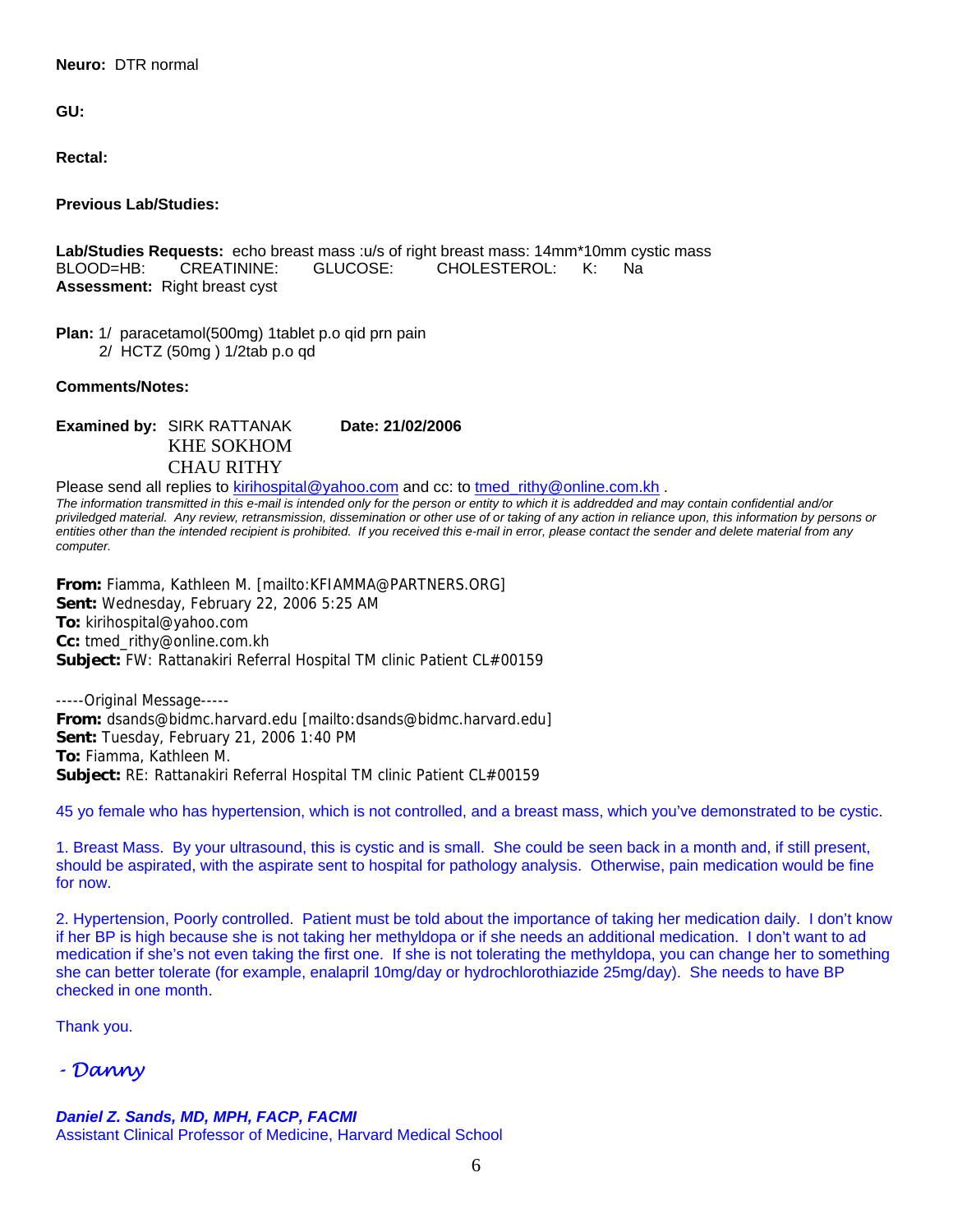**Neuro:** DTR normal

**GU:**

**Rectal:**

**Previous Lab/Studies:**

**Lab/Studies Requests:** echo breast mass :u/s of right breast mass: 14mm*10mm cystic mass
BLOOD=HB: CREATININE: GLUCOSE: CHOLESTEROL: K: Na
**Assessment:** Right breast cyst

**Plan:** 1/ paracetamol(500mg) 1tablet p.o qid prn pain
2/ HCTZ (50mg ) 1/2tab p.o qd

**Comments/Notes:**

**Examined by:** SIRK RATTANAK **Date: 21/02/2006**
KHE SOKHOM
CHAU RITHY

Please send all replies to kirihospital@yahoo.com and cc: to tmed_rithy@online.com.kh .

*The information transmitted in this e-mail is intended only for the person or entity to which it is addredded and may contain confidential and/or priviledged material. Any review, retransmission, dissemination or other use of or taking of any action in reliance upon, this information by persons or entities other than the intended recipient is prohibited. If you received this e-mail in error, please contact the sender and delete material from any computer.*

**From:** Fiamma, Kathleen M. [mailto:KFIAMMA@PARTNERS.ORG]
**Sent:** Wednesday, February 22, 2006 5:25 AM
**To:** kirihospital@yahoo.com
**Cc:** tmed_rithy@online.com.kh
**Subject:** FW: Rattanakiri Referral Hospital TM clinic Patient CL#00159

-----Original Message-----
**From:** dsands@bidmc.harvard.edu [mailto:dsands@bidmc.harvard.edu]
**Sent:** Tuesday, February 21, 2006 1:40 PM
**To:** Fiamma, Kathleen M.
**Subject:** RE: Rattanakiri Referral Hospital TM clinic Patient CL#00159

45 yo female who has hypertension, which is not controlled, and a breast mass, which you've demonstrated to be cystic.

1. Breast Mass. By your ultrasound, this is cystic and is small. She could be seen back in a month and, if still present, should be aspirated, with the aspirate sent to hospital for pathology analysis. Otherwise, pain medication would be fine for now.

2. Hypertension, Poorly controlled. Patient must be told about the importance of taking her medication daily. I don't know if her BP is high because she is not taking her methyldopa or if she needs an additional medication. I don't want to ad medication if she's not even taking the first one. If she is not tolerating the methyldopa, you can change her to something she can better tolerate (for example, enalapril 10mg/day or hydrochlorothiazide 25mg/day). She needs to have BP checked in one month.

Thank you.

*- Danny*

***Daniel Z. Sands, MD, MPH, FACP, FACMI***
Assistant Clinical Professor of Medicine, Harvard Medical School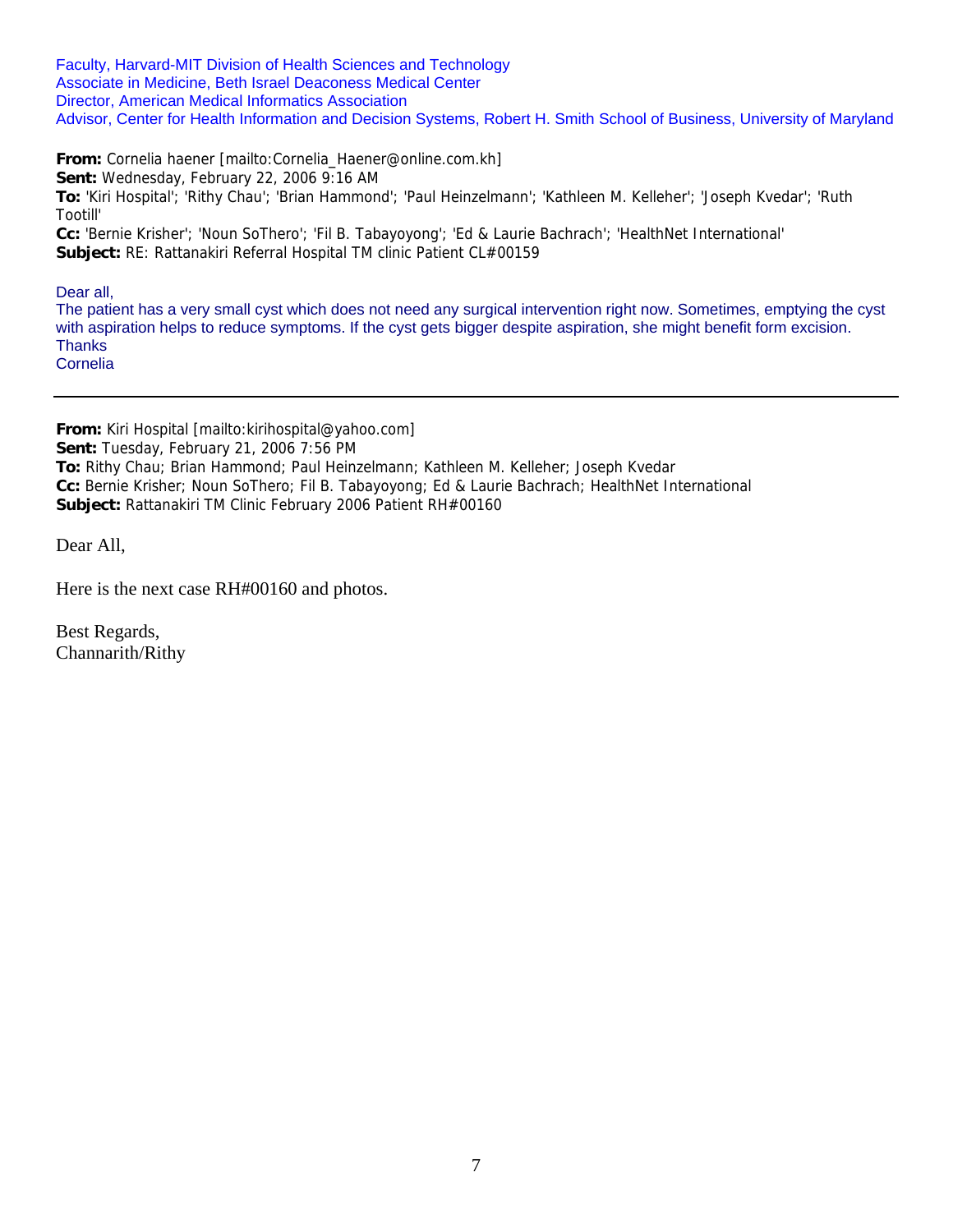Faculty, Harvard-MIT Division of Health Sciences and Technology
Associate in Medicine, Beth Israel Deaconess Medical Center
Director, American Medical Informatics Association
Advisor, Center for Health Information and Decision Systems, Robert H. Smith School of Business, University of Maryland

**From:** Cornelia haener [mailto:Cornelia_Haener@online.com.kh]
**Sent:** Wednesday, February 22, 2006 9:16 AM
**To:** 'Kiri Hospital'; 'Rithy Chau'; 'Brian Hammond'; 'Paul Heinzelmann'; 'Kathleen M. Kelleher'; 'Joseph Kvedar'; 'Ruth Tootill'
**Cc:** 'Bernie Krisher'; 'Noun SoThero'; 'Fil B. Tabayoyong'; 'Ed & Laurie Bachrach'; 'HealthNet International'
**Subject:** RE: Rattanakiri Referral Hospital TM clinic Patient CL#00159

Dear all,
The patient has a very small cyst which does not need any surgical intervention right now. Sometimes, emptying the cyst with aspiration helps to reduce symptoms. If the cyst gets bigger despite aspiration, she might benefit form excision.
Thanks
Cornelia

---

**From:** Kiri Hospital [mailto:kirihospital@yahoo.com]
**Sent:** Tuesday, February 21, 2006 7:56 PM
**To:** Rithy Chau; Brian Hammond; Paul Heinzelmann; Kathleen M. Kelleher; Joseph Kvedar
**Cc:** Bernie Krisher; Noun SoThero; Fil B. Tabayoyong; Ed & Laurie Bachrach; HealthNet International
**Subject:** Rattanakiri TM Clinic February 2006 Patient RH#00160

Dear All,

Here is the next case RH#00160 and photos.

Best Regards,
Channarith/Rithy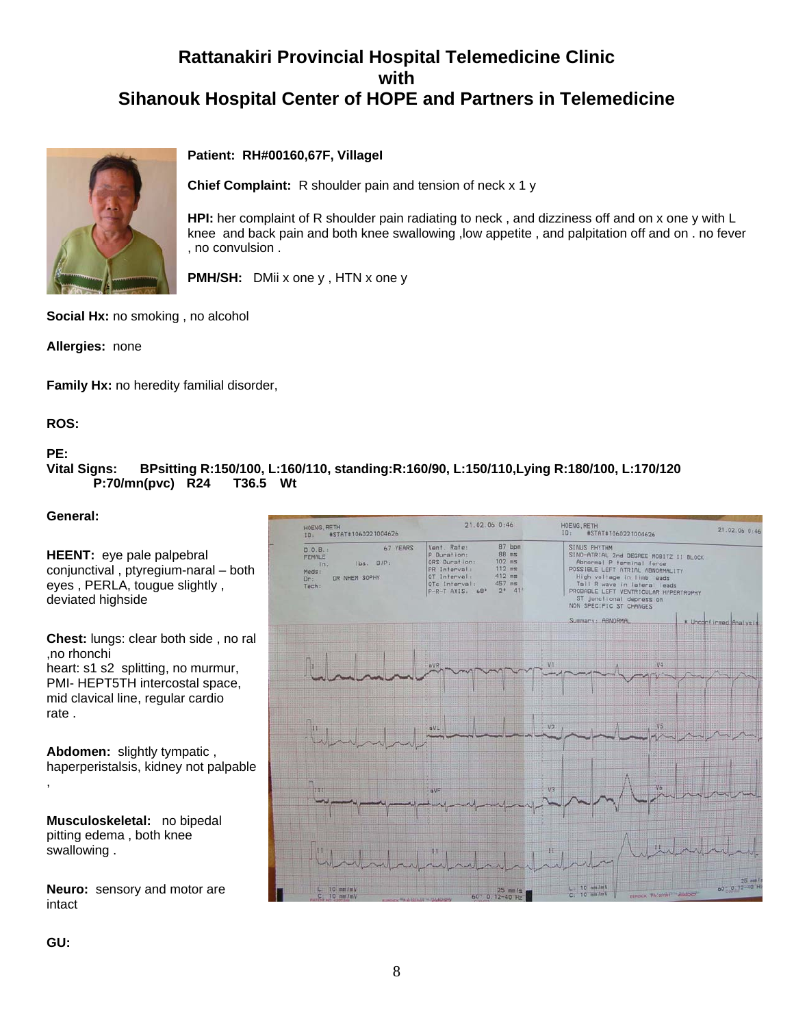# Rattanakiri Provincial Hospital Telemedicine Clinic
# with
# Sihanouk Hospital Center of HOPE and Partners in Telemedicine

**Patient: RH#00160,67F, VillageI**

**Chief Complaint:** R shoulder pain and tension of neck x 1 y

**HPI:** her complaint of R shoulder pain radiating to neck , and dizziness off and on x one y with L knee and back pain and both knee swallowing ,low appetite , and palpitation off and on . no fever , no convulsion .

**PMH/SH:** DMii x one y , HTN x one y

**Social Hx:** no smoking , no alcohol

**Allergies:** none

**Family Hx:** no heredity familial disorder,

**ROS:**

**PE:**

**Vital Signs:** BPsitting R:150/100, L:160/110, standing:R:160/90, L:150/110,Lying R:180/100, L:170/120 P:70/mn(pvc) R24 T36.5 Wt

**General:**

**HEENT:** eye pale palpebral conjunctival , ptyregium-naral – both eyes , PERLA, tougue slightly , deviated highside

**Chest:** lungs: clear both side , no ral ,no rhonchi
heart: s1 s2 splitting, no murmur, PMI- HEPT5TH intercostal space, mid clavical line, regular cardio rate .

**Abdomen:** slightly tympatic , haperperistalsis, kidney not palpable ,

**Musculoskeletal:** no bipedal pitting edema , both knee swallowing .

**Neuro:** sensory and motor are intact

**GU:**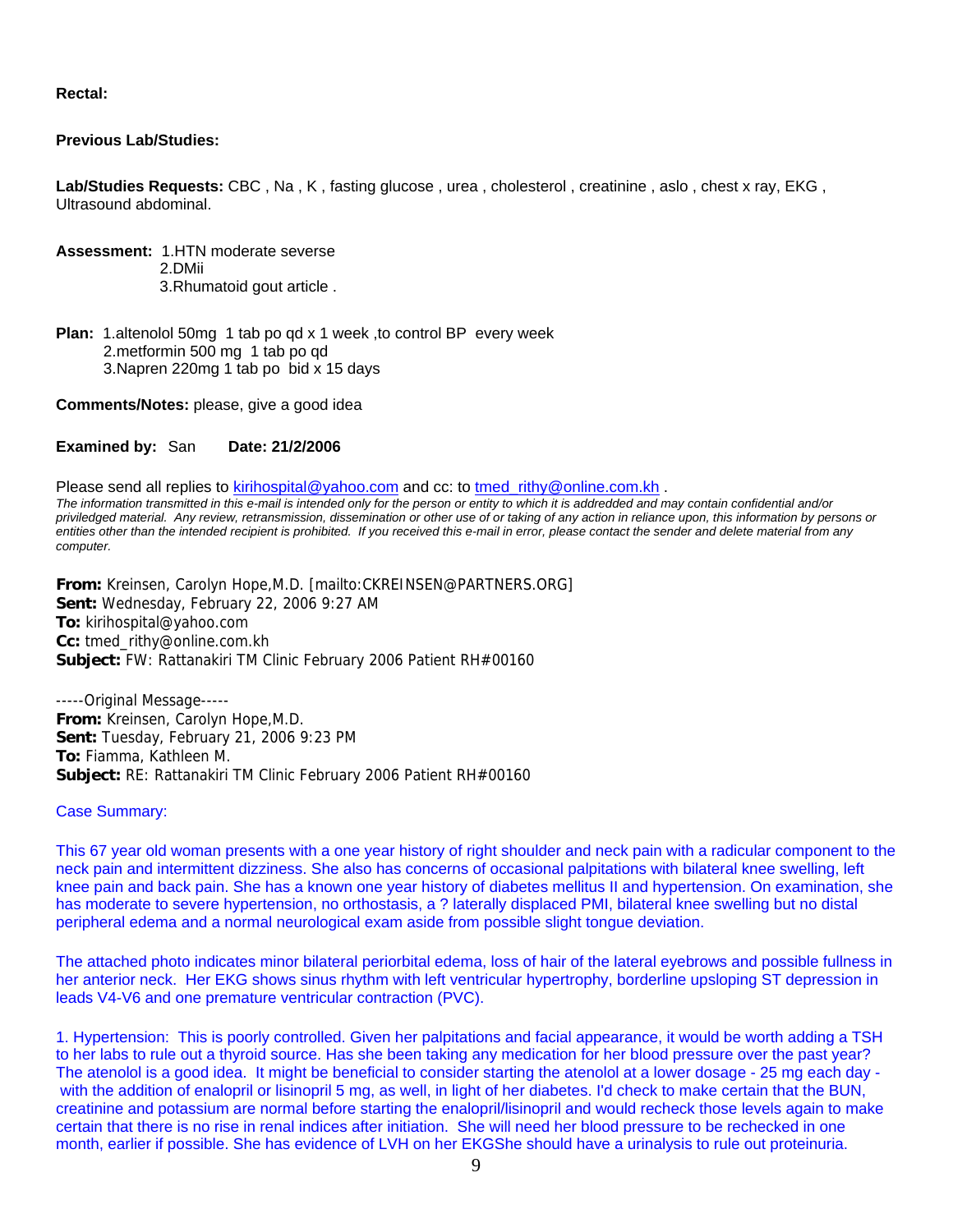**Rectal:**

**Previous Lab/Studies:**

**Lab/Studies Requests:** CBC , Na , K , fasting glucose , urea , cholesterol , creatinine , aslo , chest x ray, EKG , Ultrasound abdominal.

**Assessment:** 1.HTN moderate severse
2.DMii
3.Rhumatoid gout article .

**Plan:** 1.altenolol 50mg 1 tab po qd x 1 week ,to control BP every week
2.metformin 500 mg 1 tab po qd
3.Napren 220mg 1 tab po bid x 15 days

**Comments/Notes:** please, give a good idea

**Examined by:** San **Date: 21/2/2006**

Please send all replies to kirihospital@yahoo.com and cc: to tmed_rithy@online.com.kh .

*The information transmitted in this e-mail is intended only for the person or entity to which it is addredded and may contain confidential and/or priviledged material. Any review, retransmission, dissemination or other use of or taking of any action in reliance upon, this information by persons or entities other than the intended recipient is prohibited. If you received this e-mail in error, please contact the sender and delete material from any computer.*

**From:** Kreinsen, Carolyn Hope,M.D. [mailto:CKREINSEN@PARTNERS.ORG]
**Sent:** Wednesday, February 22, 2006 9:27 AM
**To:** kirihospital@yahoo.com
**Cc:** tmed_rithy@online.com.kh
**Subject:** FW: Rattanakiri TM Clinic February 2006 Patient RH#00160

-----Original Message-----
**From:** Kreinsen, Carolyn Hope,M.D.
**Sent:** Tuesday, February 21, 2006 9:23 PM
**To:** Fiamma, Kathleen M.
**Subject:** RE: Rattanakiri TM Clinic February 2006 Patient RH#00160

Case Summary:

This 67 year old woman presents with a one year history of right shoulder and neck pain with a radicular component to the neck pain and intermittent dizziness. She also has concerns of occasional palpitations with bilateral knee swelling, left knee pain and back pain. She has a known one year history of diabetes mellitus II and hypertension. On examination, she has moderate to severe hypertension, no orthostasis, a ? laterally displaced PMI, bilateral knee swelling but no distal peripheral edema and a normal neurological exam aside from possible slight tongue deviation.

The attached photo indicates minor bilateral periorbital edema, loss of hair of the lateral eyebrows and possible fullness in her anterior neck. Her EKG shows sinus rhythm with left ventricular hypertrophy, borderline upsloping ST depression in leads V4-V6 and one premature ventricular contraction (PVC).

1. Hypertension: This is poorly controlled. Given her palpitations and facial appearance, it would be worth adding a TSH to her labs to rule out a thyroid source. Has she been taking any medication for her blood pressure over the past year? The atenolol is a good idea. It might be beneficial to consider starting the atenolol at a lower dosage - 25 mg each day - with the addition of enalopril or lisinopril 5 mg, as well, in light of her diabetes. I'd check to make certain that the BUN, creatinine and potassium are normal before starting the enalopril/lisinopril and would recheck those levels again to make certain that there is no rise in renal indices after initiation. She will need her blood pressure to be rechecked in one month, earlier if possible. She has evidence of LVH on her EKGShe should have a urinalysis to rule out proteinuria.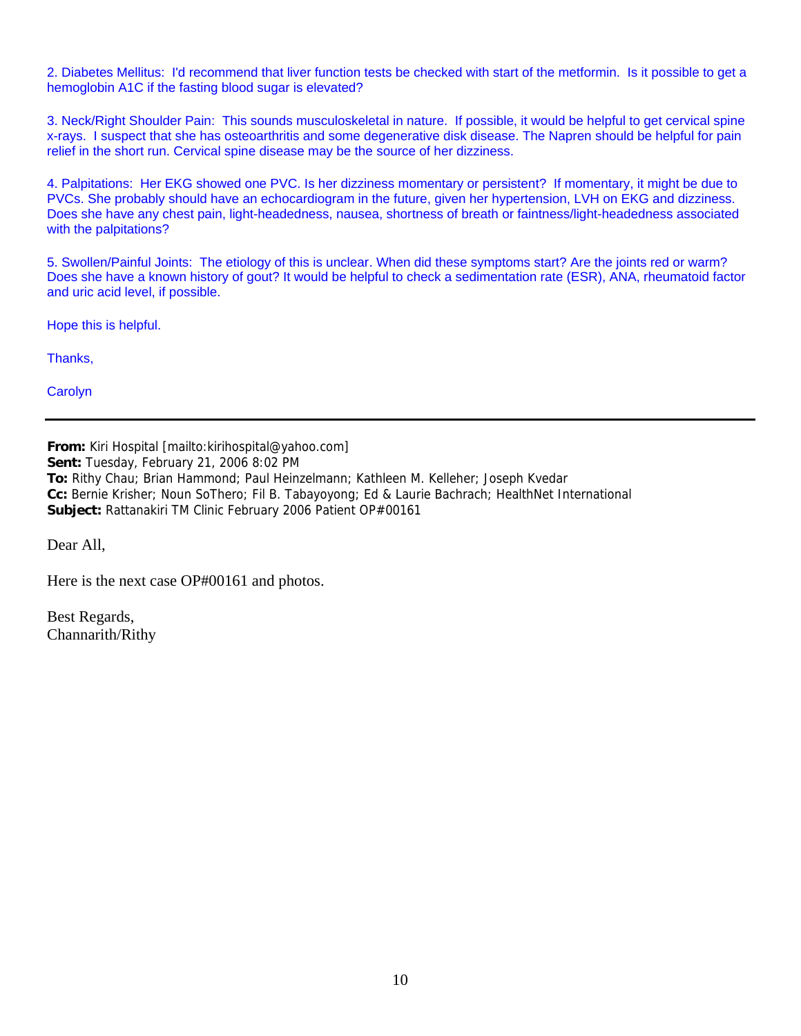2. Diabetes Mellitus: I'd recommend that liver function tests be checked with start of the metformin. Is it possible to get a hemoglobin A1C if the fasting blood sugar is elevated?

3. Neck/Right Shoulder Pain: This sounds musculoskeletal in nature. If possible, it would be helpful to get cervical spine x-rays. I suspect that she has osteoarthritis and some degenerative disk disease. The Napren should be helpful for pain relief in the short run. Cervical spine disease may be the source of her dizziness.

4. Palpitations: Her EKG showed one PVC. Is her dizziness momentary or persistent? If momentary, it might be due to PVCs. She probably should have an echocardiogram in the future, given her hypertension, LVH on EKG and dizziness. Does she have any chest pain, light-headedness, nausea, shortness of breath or faintness/light-headedness associated with the palpitations?

5. Swollen/Painful Joints: The etiology of this is unclear. When did these symptoms start? Are the joints red or warm? Does she have a known history of gout? It would be helpful to check a sedimentation rate (ESR), ANA, rheumatoid factor and uric acid level, if possible.

Hope this is helpful.

Thanks,

Carolyn

---

**From:** Kiri Hospital [mailto:kirihospital@yahoo.com]
**Sent:** Tuesday, February 21, 2006 8:02 PM
**To:** Rithy Chau; Brian Hammond; Paul Heinzelmann; Kathleen M. Kelleher; Joseph Kvedar
**Cc:** Bernie Krisher; Noun SoThero; Fil B. Tabayoyong; Ed & Laurie Bachrach; HealthNet International
**Subject:** Rattanakiri TM Clinic February 2006 Patient OP#00161

Dear All,

Here is the next case OP#00161 and photos.

Best Regards,
Channarith/Rithy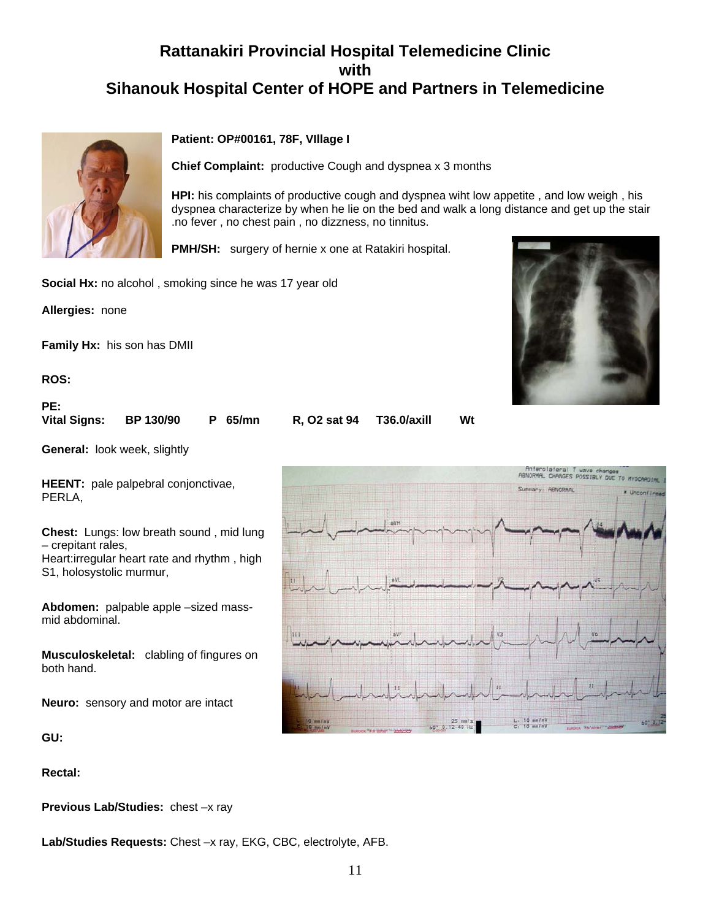# Rattanakiri Provincial Hospital Telemedicine Clinic
# with
# Sihanouk Hospital Center of HOPE and Partners in Telemedicine

**Patient: OP#00161, 78F, VIllage I**

**Chief Complaint:** productive Cough and dyspnea x 3 months

**HPI:** his complaints of productive cough and dyspnea wiht low appetite , and low weigh , his dyspnea characterize by when he lie on the bed and walk a long distance and get up the stair .no fever , no chest pain , no dizzness, no tinnitus.

**PMH/SH:** surgery of hernie x one at Ratakiri hospital.

**Social Hx:** no alcohol , smoking since he was 17 year old

**Allergies:** none

**Family Hx:** his son has DMII

**ROS:**

**PE:**

**Vital Signs: BP 130/90 P 65/mn R, O2 sat 94 T36.0/axill Wt**

**General:** look week, slightly

**HEENT:** pale palpebral conjonctivae, PERLA,

**Chest:** Lungs: low breath sound , mid lung – crepitant rales,
Heart:irregular heart rate and rhythm , high S1, holosystolic murmur,

**Abdomen:** palpable apple –sized mass-mid abdominal.

**Musculoskeletal:** clabling of fingures on both hand.

**Neuro:** sensory and motor are intact

**GU:**

**Rectal:**

**Previous Lab/Studies:** chest –x ray

**Lab/Studies Requests:** Chest –x ray, EKG, CBC, electrolyte, AFB.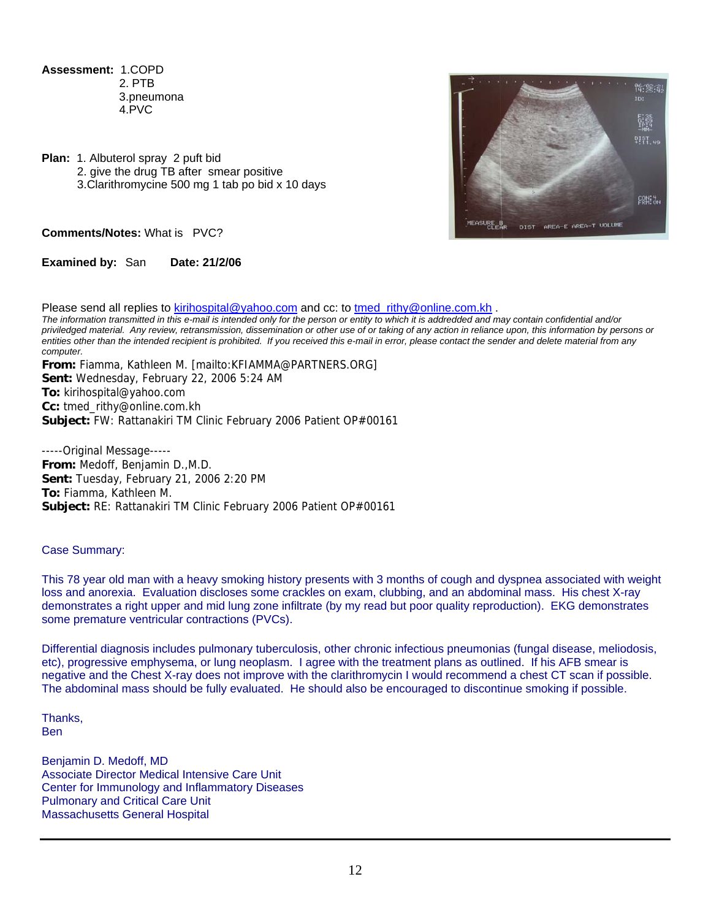**Assessment:** 1.COPD
2. PTB
3.pneumona
4.PVC

**Plan:** 1. Albuterol spray 2 puft bid
2. give the drug TB after smear positive
3.Clarithromycine 500 mg 1 tab po bid x 10 days

**Comments/Notes:** What is PVC?

**Examined by:** San **Date: 21/2/06**

Please send all replies to kirihospital@yahoo.com and cc: to tmed_rithy@online.com.kh .

*The information transmitted in this e-mail is intended only for the person or entity to which it is addredded and may contain confidential and/or priviledged material. Any review, retransmission, dissemination or other use of or taking of any action in reliance upon, this information by persons or entities other than the intended recipient is prohibited. If you received this e-mail in error, please contact the sender and delete material from any computer.*

**From:** Fiamma, Kathleen M. [mailto:KFIAMMA@PARTNERS.ORG]
**Sent:** Wednesday, February 22, 2006 5:24 AM
**To:** kirihospital@yahoo.com
**Cc:** tmed_rithy@online.com.kh
**Subject:** FW: Rattanakiri TM Clinic February 2006 Patient OP#00161

-----Original Message-----
**From:** Medoff, Benjamin D.,M.D.
**Sent:** Tuesday, February 21, 2006 2:20 PM
**To:** Fiamma, Kathleen M.
**Subject:** RE: Rattanakiri TM Clinic February 2006 Patient OP#00161

Case Summary:

This 78 year old man with a heavy smoking history presents with 3 months of cough and dyspnea associated with weight loss and anorexia. Evaluation discloses some crackles on exam, clubbing, and an abdominal mass. His chest X-ray demonstrates a right upper and mid lung zone infiltrate (by my read but poor quality reproduction). EKG demonstrates some premature ventricular contractions (PVCs).

Differential diagnosis includes pulmonary tuberculosis, other chronic infectious pneumonias (fungal disease, meliodosis, etc), progressive emphysema, or lung neoplasm. I agree with the treatment plans as outlined. If his AFB smear is negative and the Chest X-ray does not improve with the clarithromycin I would recommend a chest CT scan if possible. The abdominal mass should be fully evaluated. He should also be encouraged to discontinue smoking if possible.

Thanks,
Ben

Benjamin D. Medoff, MD
Associate Director Medical Intensive Care Unit
Center for Immunology and Inflammatory Diseases
Pulmonary and Critical Care Unit
Massachusetts General Hospital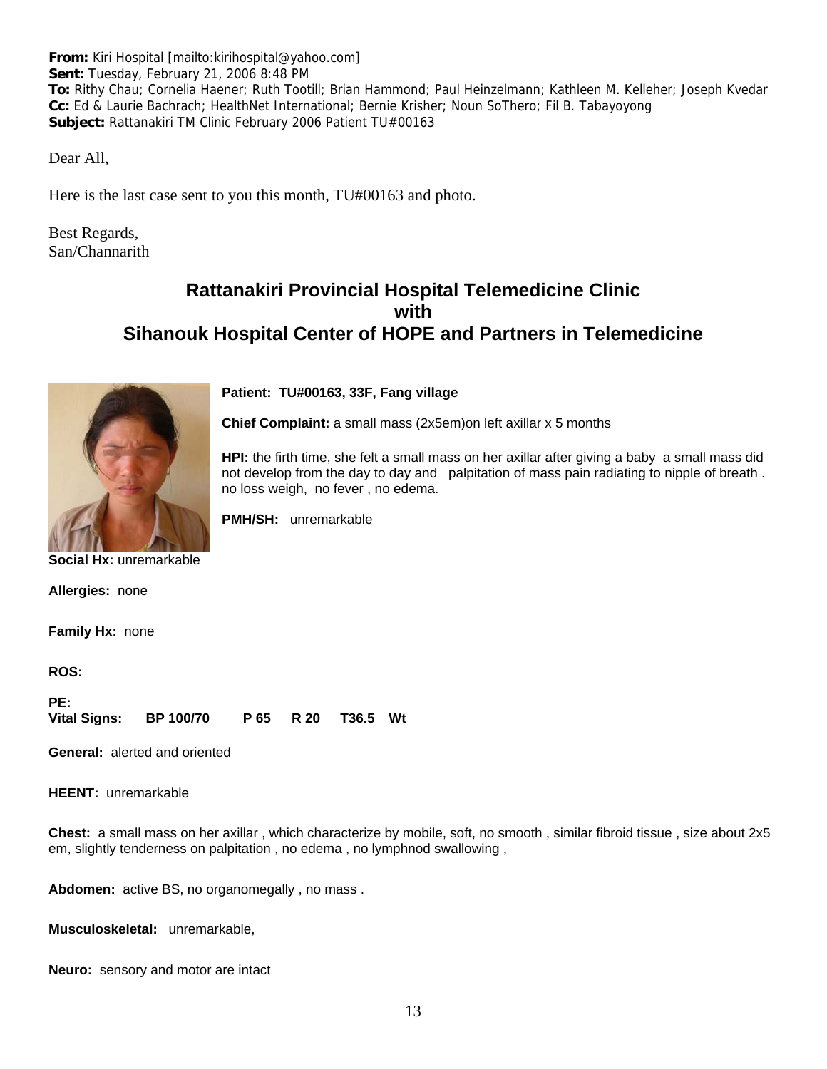**From:** Kiri Hospital [mailto:kirihospital@yahoo.com]
**Sent:** Tuesday, February 21, 2006 8:48 PM
**To:** Rithy Chau; Cornelia Haener; Ruth Tootill; Brian Hammond; Paul Heinzelmann; Kathleen M. Kelleher; Joseph Kvedar
**Cc:** Ed & Laurie Bachrach; HealthNet International; Bernie Krisher; Noun SoThero; Fil B. Tabayoyong
**Subject:** Rattanakiri TM Clinic February 2006 Patient TU#00163

Dear All,

Here is the last case sent to you this month, TU#00163 and photo.

Best Regards,
San/Channarith

## Rattanakiri Provincial Hospital Telemedicine Clinic with Sihanouk Hospital Center of HOPE and Partners in Telemedicine

**Patient: TU#00163, 33F, Fang village**

**Chief Complaint:** a small mass (2x5em)on left axillar x 5 months

**HPI:** the firth time, she felt a small mass on her axillar after giving a baby a small mass did not develop from the day to day and palpitation of mass pain radiating to nipple of breath . no loss weigh, no fever , no edema.

**PMH/SH:** unremarkable

**Social Hx:** unremarkable

**Allergies:** none

**Family Hx:** none

**ROS:**

**PE:**
**Vital Signs: BP 100/70 P 65 R 20 T36.5 Wt**

**General:** alerted and oriented

**HEENT:** unremarkable

**Chest:** a small mass on her axillar , which characterize by mobile, soft, no smooth , similar fibroid tissue , size about 2x5 em, slightly tenderness on palpitation , no edema , no lymphnod swallowing ,

**Abdomen:** active BS, no organomegally , no mass .

**Musculoskeletal:** unremarkable,

**Neuro:** sensory and motor are intact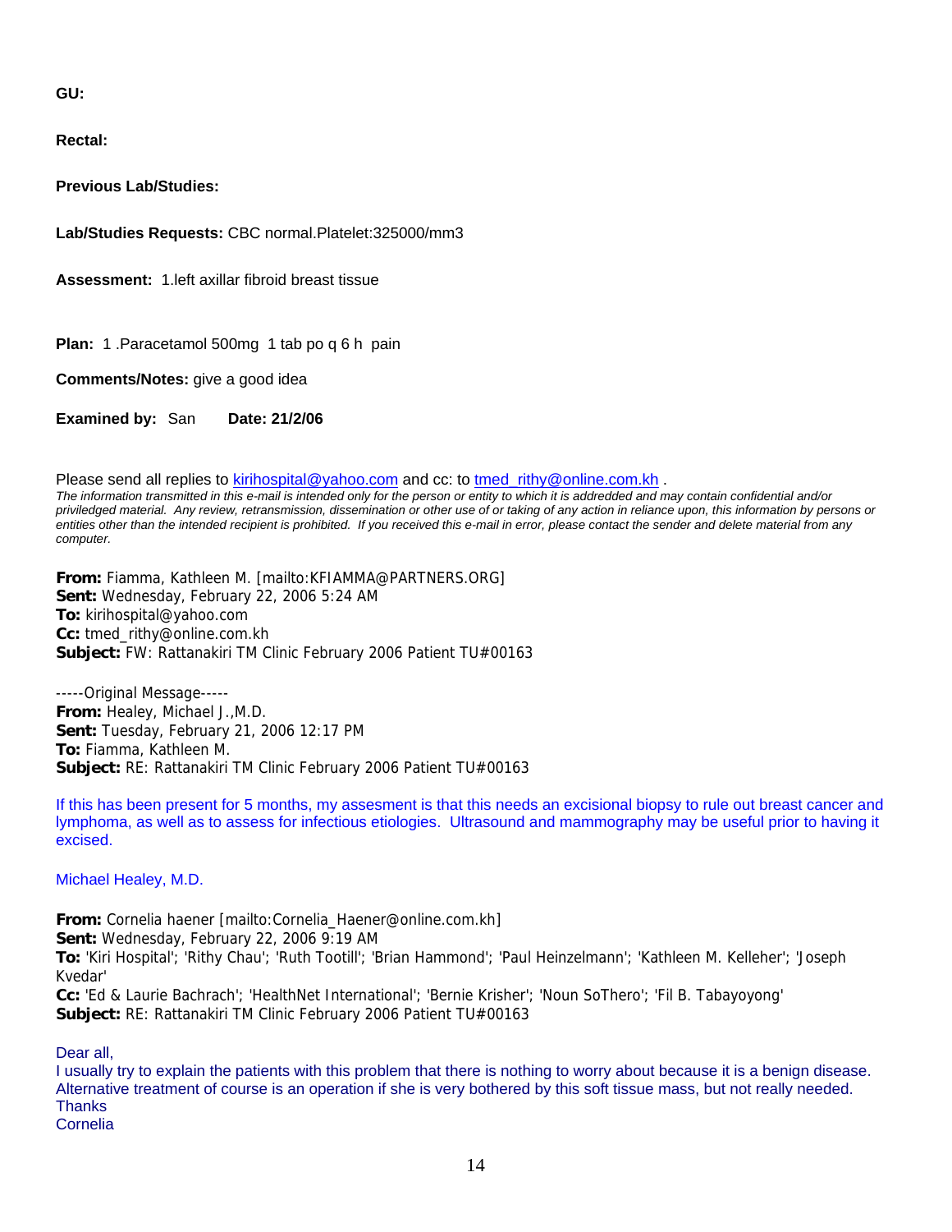**GU:**

**Rectal:**

**Previous Lab/Studies:**

**Lab/Studies Requests:** CBC normal.Platelet:325000/mm3

**Assessment:** 1.left axillar fibroid breast tissue

**Plan:** 1 .Paracetamol 500mg 1 tab po q 6 h pain

**Comments/Notes:** give a good idea

**Examined by:** San **Date: 21/2/06**

Please send all replies to kirihospital@yahoo.com and cc: to tmed_rithy@online.com.kh .

*The information transmitted in this e-mail is intended only for the person or entity to which it is addreded and may contain confidential and/or priviledged material. Any review, retransmission, dissemination or other use of or taking of any action in reliance upon, this information by persons or entities other than the intended recipient is prohibited. If you received this e-mail in error, please contact the sender and delete material from any computer.*

**From:** Fiamma, Kathleen M. [mailto:KFIAMMA@PARTNERS.ORG]
**Sent:** Wednesday, February 22, 2006 5:24 AM
**To:** kirihospital@yahoo.com
**Cc:** tmed_rithy@online.com.kh
**Subject:** FW: Rattanakiri TM Clinic February 2006 Patient TU#00163

-----Original Message-----
**From:** Healey, Michael J.,M.D.
**Sent:** Tuesday, February 21, 2006 12:17 PM
**To:** Fiamma, Kathleen M.
**Subject:** RE: Rattanakiri TM Clinic February 2006 Patient TU#00163

If this has been present for 5 months, my assesment is that this needs an excisional biopsy to rule out breast cancer and lymphoma, as well as to assess for infectious etiologies. Ultrasound and mammography may be useful prior to having it excised.

Michael Healey, M.D.

**From:** Cornelia haener [mailto:Cornelia_Haener@online.com.kh]
**Sent:** Wednesday, February 22, 2006 9:19 AM
**To:** 'Kiri Hospital'; 'Rithy Chau'; 'Ruth Tootill'; 'Brian Hammond'; 'Paul Heinzelmann'; 'Kathleen M. Kelleher'; 'Joseph Kvedar'
**Cc:** 'Ed & Laurie Bachrach'; 'HealthNet International'; 'Bernie Krisher'; 'Noun SoThero'; 'Fil B. Tabayoyong'
**Subject:** RE: Rattanakiri TM Clinic February 2006 Patient TU#00163

Dear all,
I usually try to explain the patients with this problem that there is nothing to worry about because it is a benign disease. Alternative treatment of course is an operation if she is very bothered by this soft tissue mass, but not really needed.
Thanks
Cornelia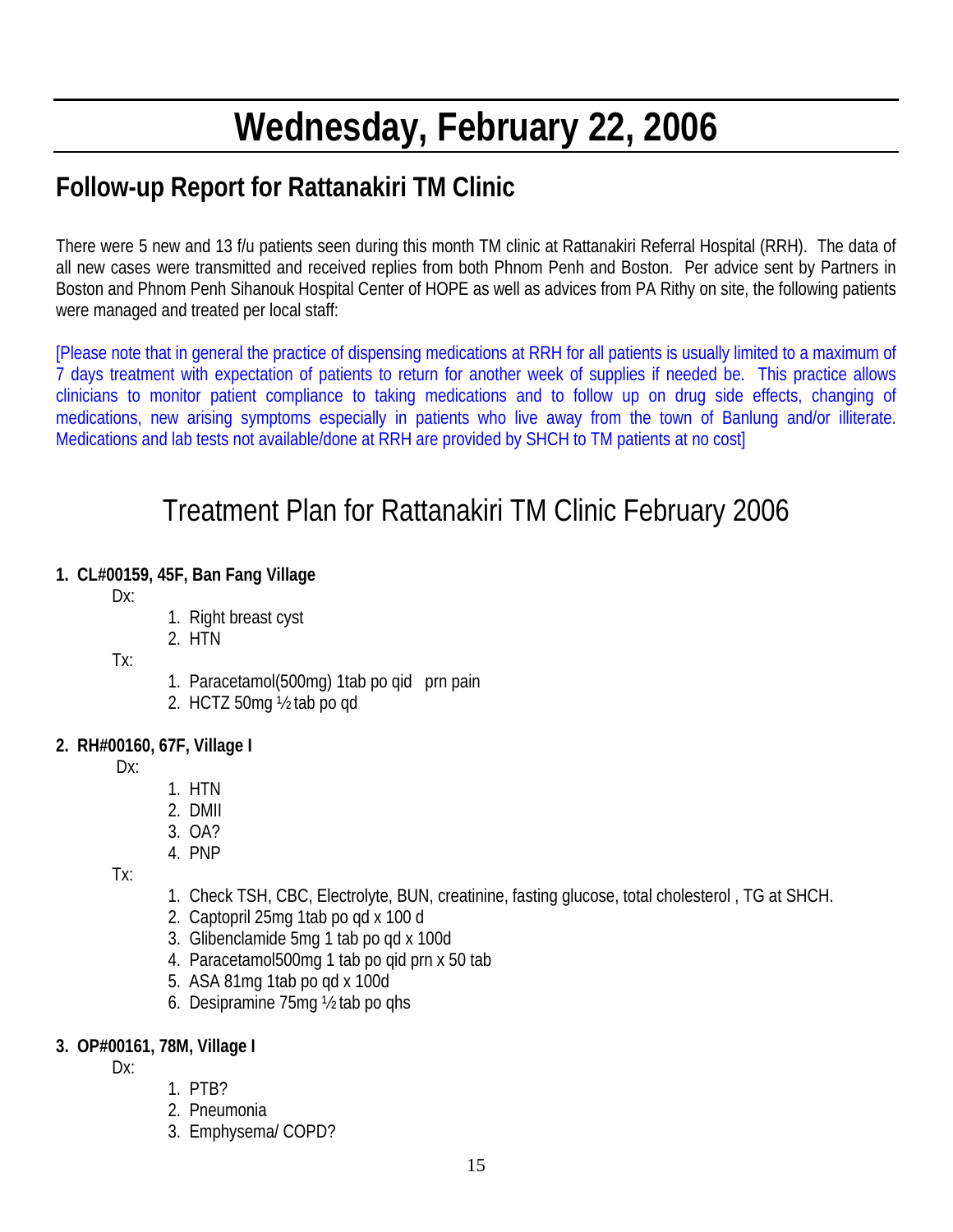# Wednesday, February 22, 2006

## Follow-up Report for Rattanakiri TM Clinic

There were 5 new and 13 f/u patients seen during this month TM clinic at Rattanakiri Referral Hospital (RRH). The data of all new cases were transmitted and received replies from both Phnom Penh and Boston. Per advice sent by Partners in Boston and Phnom Penh Sihanouk Hospital Center of HOPE as well as advices from PA Rithy on site, the following patients were managed and treated per local staff:

[Please note that in general the practice of dispensing medications at RRH for all patients is usually limited to a maximum of 7 days treatment with expectation of patients to return for another week of supplies if needed be. This practice allows clinicians to monitor patient compliance to taking medications and to follow up on drug side effects, changing of medications, new arising symptoms especially in patients who live away from the town of Banlung and/or illiterate. Medications and lab tests not available/done at RRH are provided by SHCH to TM patients at no cost]

## Treatment Plan for Rattanakiri TM Clinic February 2006

**1. CL#00159, 45F, Ban Fang Village**

Dx:

1. Right breast cyst
2. HTN

Tx:

1. Paracetamol(500mg) 1tab po qid prn pain
2. HCTZ 50mg ½ tab po qd

**2. RH#00160, 67F, Village I**

Dx:

1. HTN
2. DMII
3. OA?
4. PNP

Tx:

1. Check TSH, CBC, Electrolyte, BUN, creatinine, fasting glucose, total cholesterol , TG at SHCH.
2. Captopril 25mg 1tab po qd x 100 d
3. Glibenclamide 5mg 1 tab po qd x 100d
4. Paracetamol500mg 1 tab po qid prn x 50 tab
5. ASA 81mg 1tab po qd x 100d
6. Desipramine 75mg ½ tab po qhs

**3. OP#00161, 78M, Village I**

Dx:

1. PTB?
2. Pneumonia
3. Emphysema/ COPD?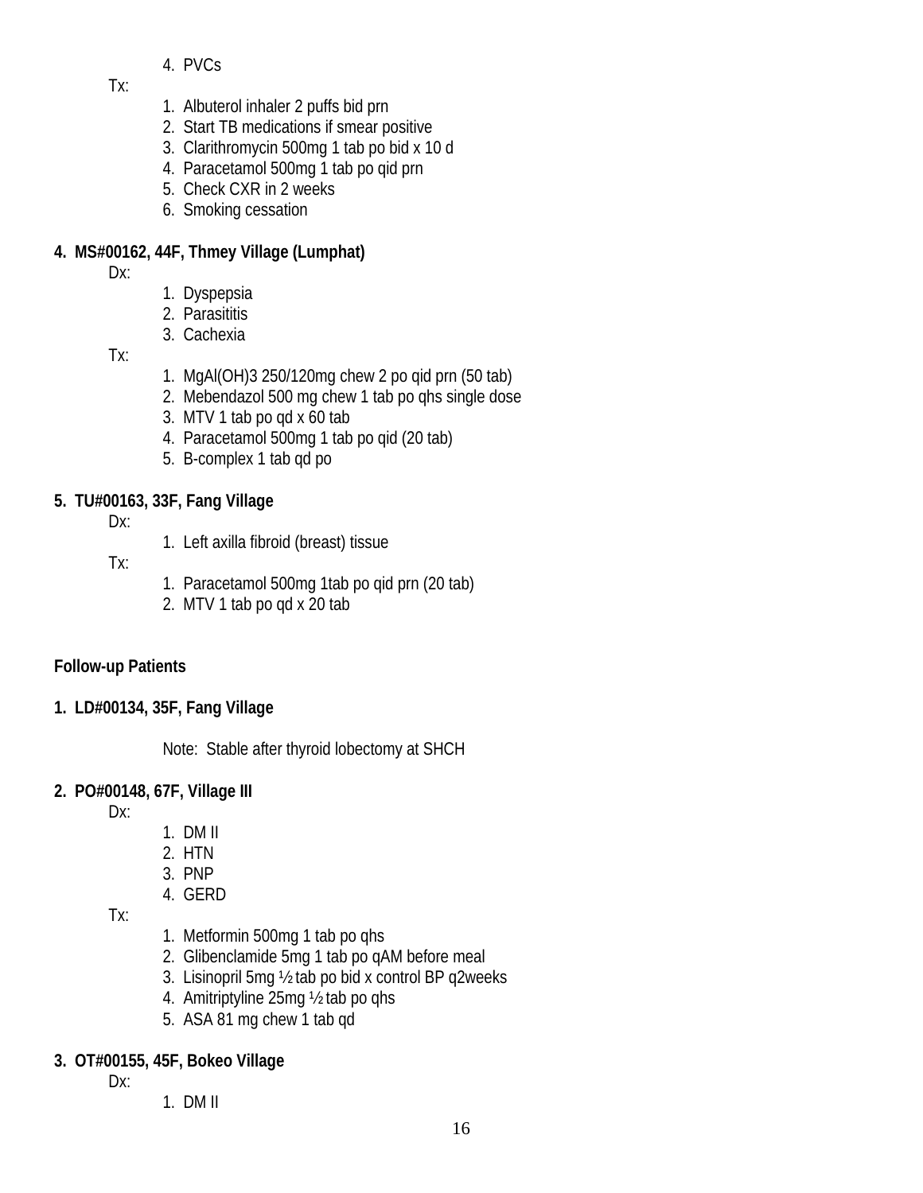4. PVCs

Tx:

1. Albuterol inhaler 2 puffs bid prn
2. Start TB medications if smear positive
3. Clarithromycin 500mg 1 tab po bid x 10 d
4. Paracetamol 500mg 1 tab po qid prn
5. Check CXR in 2 weeks
6. Smoking cessation

**4. MS#00162, 44F, Thmey Village (Lumphat)**

Dx:

1. Dyspepsia
2. Parasititis
3. Cachexia

Tx:

1. MgAl(OH)3 250/120mg chew 2 po qid prn (50 tab)
2. Mebendazol 500 mg chew 1 tab po qhs single dose
3. MTV 1 tab po qd x 60 tab
4. Paracetamol 500mg 1 tab po qid (20 tab)
5. B-complex 1 tab qd po

**5. TU#00163, 33F, Fang Village**

Dx:

1. Left axilla fibroid (breast) tissue

Tx:

1. Paracetamol 500mg 1tab po qid prn (20 tab)
2. MTV 1 tab po qd x 20 tab

**Follow-up Patients**

**1. LD#00134, 35F, Fang Village**

Note: Stable after thyroid lobectomy at SHCH

**2. PO#00148, 67F, Village III**

Dx:

1. DM II
2. HTN
3. PNP
4. GERD

Tx:

1. Metformin 500mg 1 tab po qhs
2. Glibenclamide 5mg 1 tab po qAM before meal
3. Lisinopril 5mg ½ tab po bid x control BP q2weeks
4. Amitriptyline 25mg ½ tab po qhs
5. ASA 81 mg chew 1 tab qd

**3. OT#00155, 45F, Bokeo Village**

Dx:

1. DM II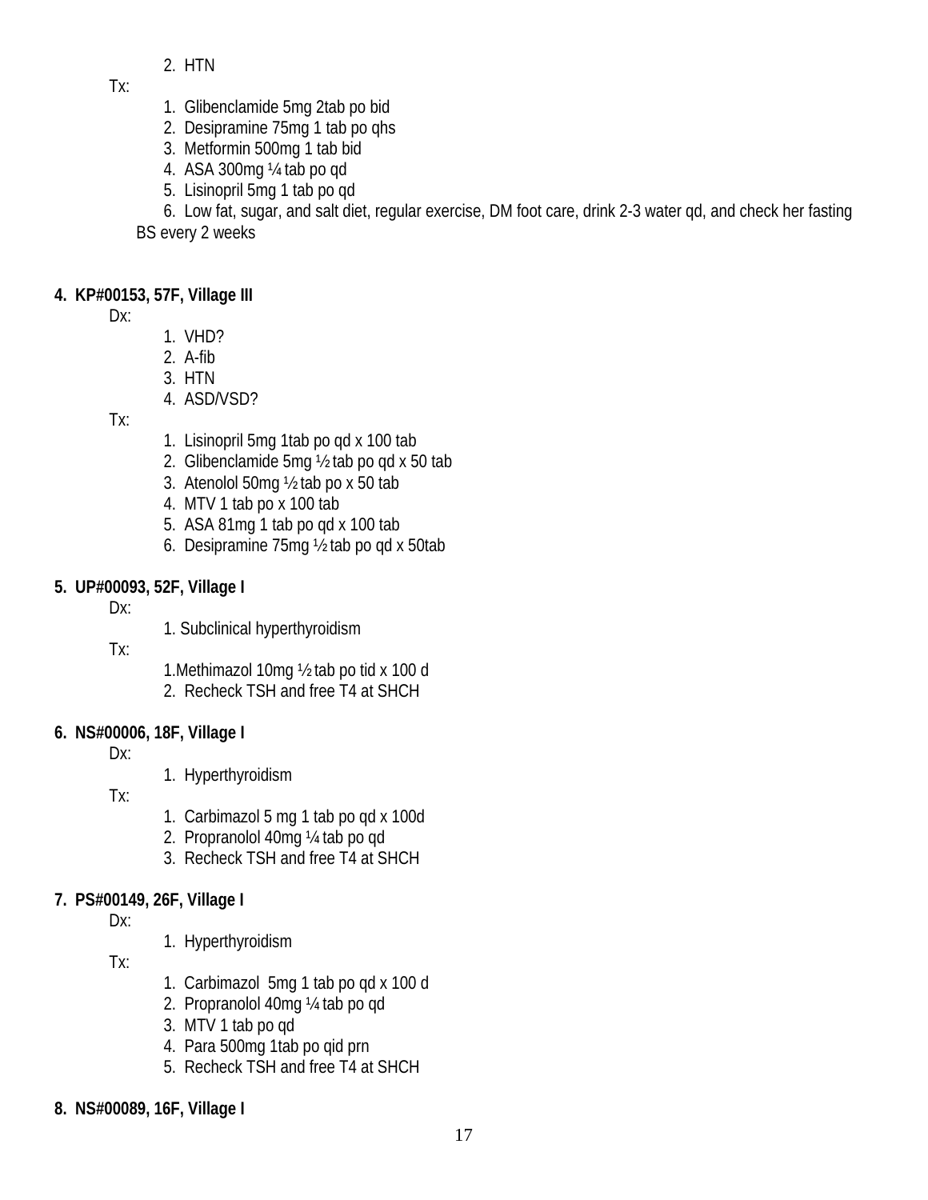2. HTN

Tx:

1. Glibenclamide 5mg 2tab po bid
2. Desipramine 75mg 1 tab po qhs
3. Metformin 500mg 1 tab bid
4. ASA 300mg ¼ tab po qd
5. Lisinopril 5mg 1 tab po qd
6. Low fat, sugar, and salt diet, regular exercise, DM foot care, drink 2-3 water qd, and check her fasting BS every 2 weeks

**4. KP#00153, 57F, Village III**

Dx:

1. VHD?
2. A-fib
3. HTN
4. ASD/VSD?

Tx:

1. Lisinopril 5mg 1tab po qd x 100 tab
2. Glibenclamide 5mg ½ tab po qd x 50 tab
3. Atenolol 50mg ½ tab po x 50 tab
4. MTV 1 tab po x 100 tab
5. ASA 81mg 1 tab po qd x 100 tab
6. Desipramine 75mg ½ tab po qd x 50tab

**5. UP#00093, 52F, Village I**

Dx:

1. Subclinical hyperthyroidism

Tx:

1. Methimazol 10mg ½ tab po tid x 100 d
2. Recheck TSH and free T4 at SHCH

**6. NS#00006, 18F, Village I**

Dx:

1. Hyperthyroidism

Tx:

1. Carbimazol 5 mg 1 tab po qd x 100d
2. Propranolol 40mg ¼ tab po qd
3. Recheck TSH and free T4 at SHCH

**7. PS#00149, 26F, Village I**

Dx:

1. Hyperthyroidism

Tx:

1. Carbimazol 5mg 1 tab po qd x 100 d
2. Propranolol 40mg ¼ tab po qd
3. MTV 1 tab po qd
4. Para 500mg 1tab po qid prn
5. Recheck TSH and free T4 at SHCH

**8. NS#00089, 16F, Village I**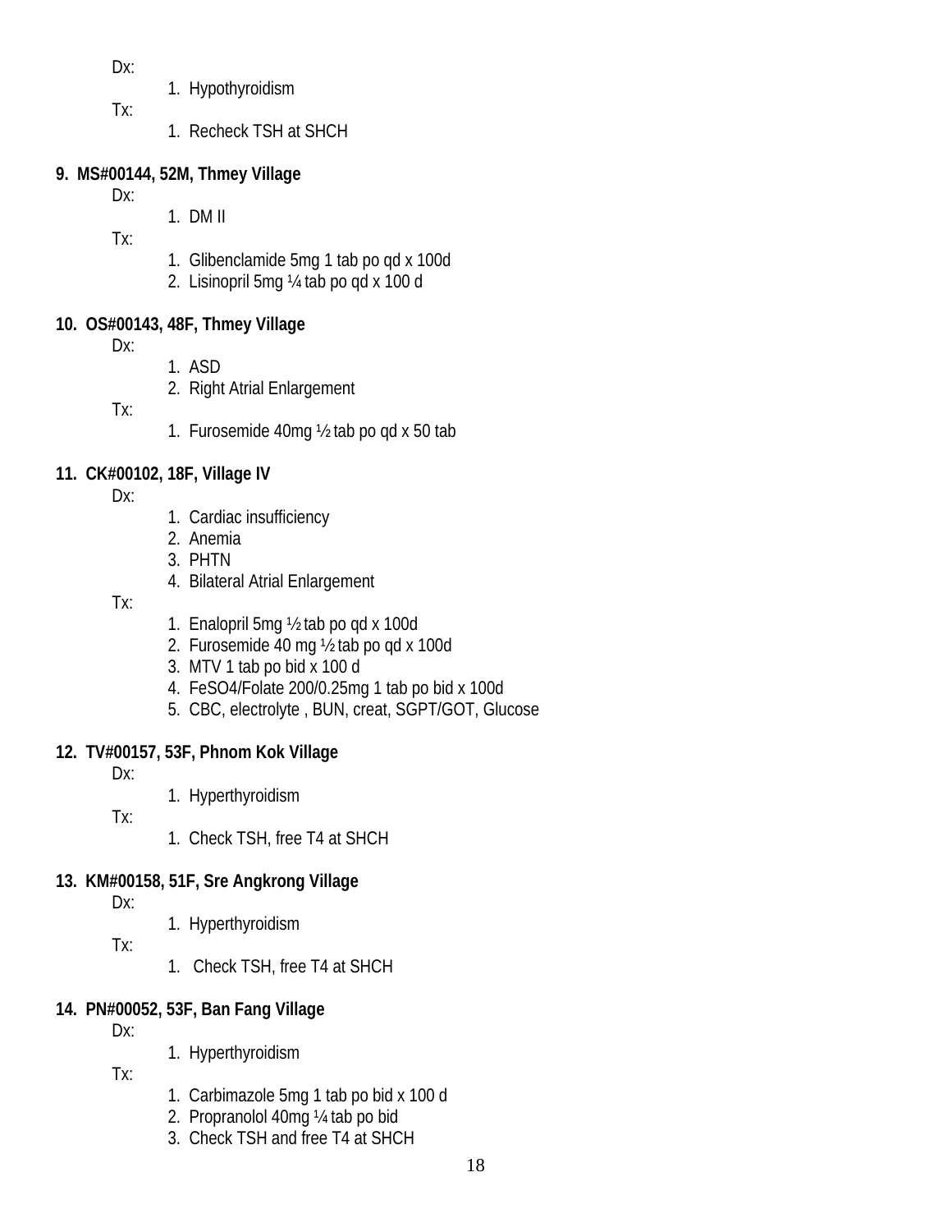Dx:

1. Hypothyroidism

Tx:

1. Recheck TSH at SHCH

**9. MS#00144, 52M, Thmey Village**

Dx:

1. DM II

Tx:

1. Glibenclamide 5mg 1 tab po qd x 100d
2. Lisinopril 5mg ¼ tab po qd x 100 d

**10. OS#00143, 48F, Thmey Village**

Dx:

1. ASD
2. Right Atrial Enlargement

Tx:

1. Furosemide 40mg ½ tab po qd x 50 tab

**11. CK#00102, 18F, Village IV**

Dx:

1. Cardiac insufficiency
2. Anemia
3. PHTN
4. Bilateral Atrial Enlargement

Tx:

1. Enalopril 5mg ½ tab po qd x 100d
2. Furosemide 40 mg ½ tab po qd x 100d
3. MTV 1 tab po bid x 100 d
4. FeSO4/Folate 200/0.25mg 1 tab po bid x 100d
5. CBC, electrolyte , BUN, creat, SGPT/GOT, Glucose

**12. TV#00157, 53F, Phnom Kok Village**

Dx:

1. Hyperthyroidism

Tx:

1. Check TSH, free T4 at SHCH

**13. KM#00158, 51F, Sre Angkrong Village**

Dx:

1. Hyperthyroidism

Tx:

1. Check TSH, free T4 at SHCH

**14. PN#00052, 53F, Ban Fang Village**

Dx:

1. Hyperthyroidism

Tx:

1. Carbimazole 5mg 1 tab po bid x 100 d
2. Propranolol 40mg ¼ tab po bid
3. Check TSH and free T4 at SHCH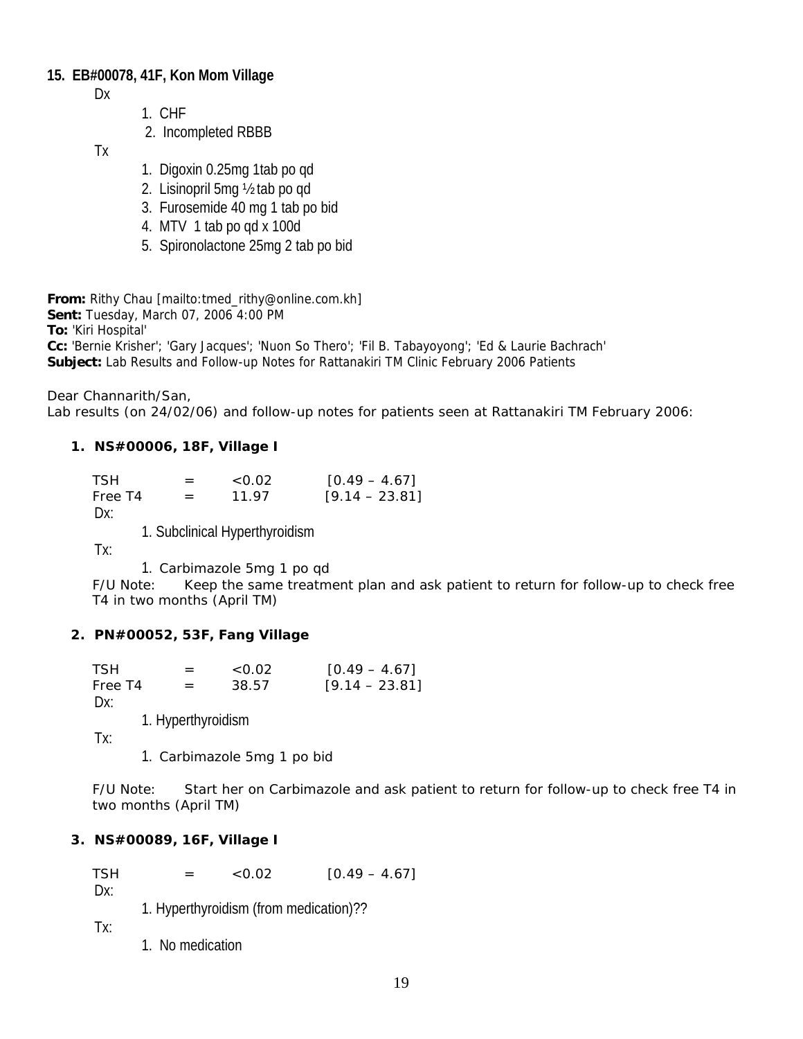**15. EB#00078, 41F, Kon Mom Village**

Dx

1. CHF
2. Incompleted RBBB

Tx

1. Digoxin 0.25mg 1tab po qd
2. Lisinopril 5mg ½ tab po qd
3. Furosemide 40 mg 1 tab po bid
4. MTV 1 tab po qd x 100d
5. Spironolactone 25mg 2 tab po bid

**From:** Rithy Chau [mailto:tmed_rithy@online.com.kh]
**Sent:** Tuesday, March 07, 2006 4:00 PM
**To:** 'Kiri Hospital'
**Cc:** 'Bernie Krisher'; 'Gary Jacques'; 'Nuon So Thero'; 'Fil B. Tabayoyong'; 'Ed & Laurie Bachrach'
**Subject:** Lab Results and Follow-up Notes for Rattanakiri TM Clinic February 2006 Patients

Dear Channarith/San,
Lab results (on 24/02/06) and follow-up notes for patients seen at Rattanakiri TM February 2006:

**1. NS#00006, 18F, Village I**

| | | | |
|---|---|---|---|
| TSH | = | <0.02 | [0.49 – 4.67] |
| Free T4 | = | 11.97 | [9.14 – 23.81] |

Dx:

1. Subclinical Hyperthyroidism

Tx:

1. Carbimazole 5mg 1 po qd

F/U Note: Keep the same treatment plan and ask patient to return for follow-up to check free T4 in two months (April TM)

**2. PN#00052, 53F, Fang Village**

| | | | |
|---|---|---|---|
| TSH | = | <0.02 | [0.49 – 4.67] |
| Free T4 | = | 38.57 | [9.14 – 23.81] |

Dx:

1. Hyperthyroidism

Tx:

1. Carbimazole 5mg 1 po bid

F/U Note: Start her on Carbimazole and ask patient to return for follow-up to check free T4 in two months (April TM)

**3. NS#00089, 16F, Village I**

| | | | |
|---|---|---|---|
| TSH | = | <0.02 | [0.49 – 4.67] |

Dx:

1. Hyperthyroidism (from medication)??

Tx:

1. No medication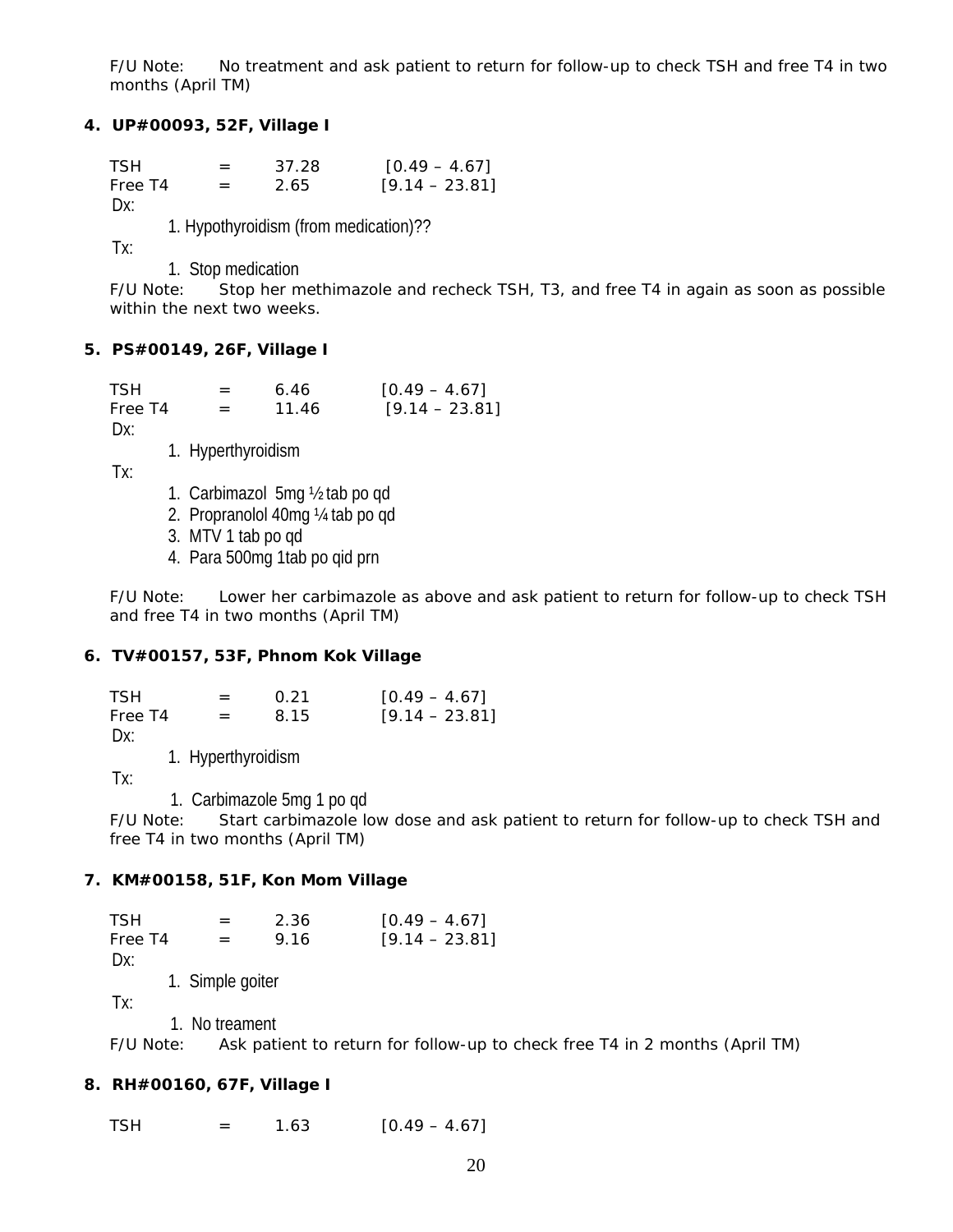F/U Note: No treatment and ask patient to return for follow-up to check TSH and free T4 in two months (April TM)

**4. UP#00093, 52F, Village I**

| | | | |
|---|---|---|---|
| TSH | = | 37.28 | [0.49 – 4.67] |
| Free T4 | = | 2.65 | [9.14 – 23.81] |

Dx:

1. Hypothyroidism (from medication)??

Tx:

1. Stop medication

F/U Note: Stop her methimazole and recheck TSH, T3, and free T4 in again as soon as possible within the next two weeks.

**5. PS#00149, 26F, Village I**

| | | | |
|---|---|---|---|
| TSH | = | 6.46 | [0.49 – 4.67] |
| Free T4 | = | 11.46 | [9.14 – 23.81] |

Dx:

1. Hyperthyroidism

Tx:

1. Carbimazol 5mg ½ tab po qd
2. Propranolol 40mg ¼ tab po qd
3. MTV 1 tab po qd
4. Para 500mg 1tab po qid prn

F/U Note: Lower her carbimazole as above and ask patient to return for follow-up to check TSH and free T4 in two months (April TM)

**6. TV#00157, 53F, Phnom Kok Village**

| | | | |
|---|---|---|---|
| TSH | = | 0.21 | [0.49 – 4.67] |
| Free T4 | = | 8.15 | [9.14 – 23.81] |

Dx:

1. Hyperthyroidism

Tx:

1. Carbimazole 5mg 1 po qd

F/U Note: Start carbimazole low dose and ask patient to return for follow-up to check TSH and free T4 in two months (April TM)

**7. KM#00158, 51F, Kon Mom Village**

| | | | |
|---|---|---|---|
| TSH | = | 2.36 | [0.49 – 4.67] |
| Free T4 | = | 9.16 | [9.14 – 23.81] |

Dx:

1. Simple goiter

Tx:

1. No treament

F/U Note: Ask patient to return for follow-up to check free T4 in 2 months (April TM)

**8. RH#00160, 67F, Village I**

| | | | |
|---|---|---|---|
| TSH | = | 1.63 | [0.49 – 4.67] |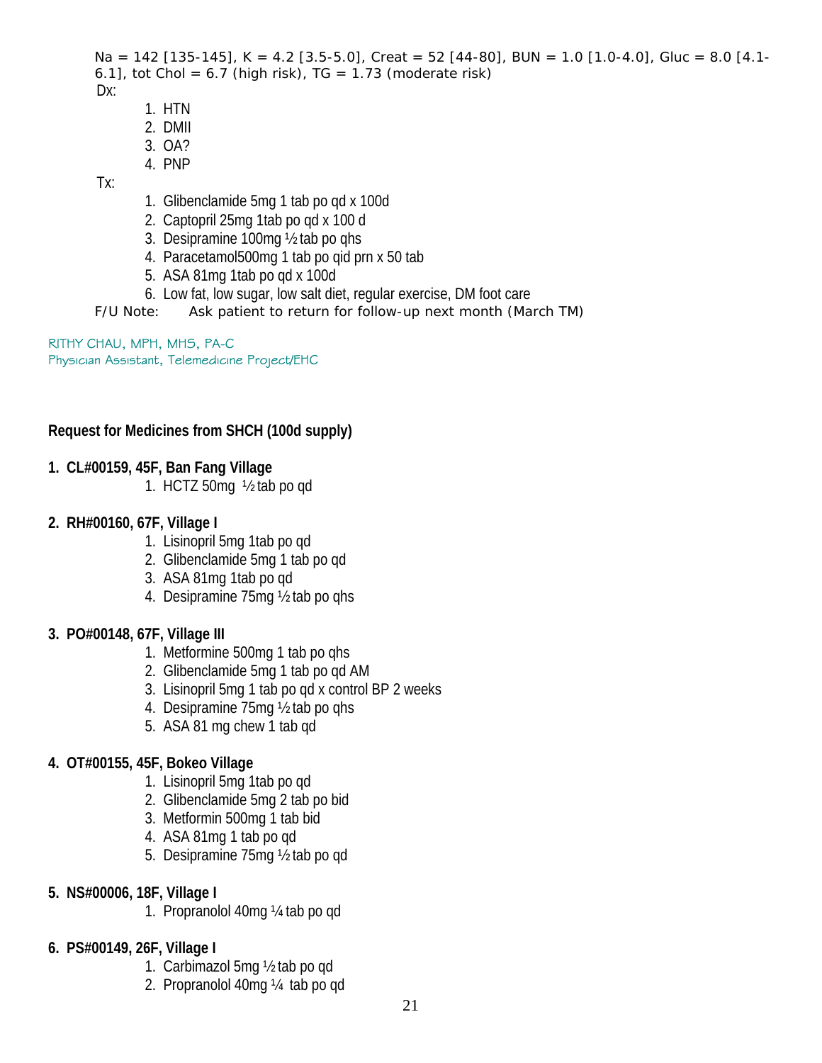Na = 142 [135-145], K = 4.2 [3.5-5.0], Creat = 52 [44-80], BUN = 1.0 [1.0-4.0], Gluc = 8.0 [4.1-6.1], tot Chol = 6.7 (high risk), TG = 1.73 (moderate risk)

Dx:

1. HTN
2. DMII
3. OA?
4. PNP

Tx:

1. Glibenclamide 5mg 1 tab po qd x 100d
2. Captopril 25mg 1tab po qd x 100 d
3. Desipramine 100mg ½ tab po qhs
4. Paracetamol500mg 1 tab po qid prn x 50 tab
5. ASA 81mg 1tab po qd x 100d
6. Low fat, low sugar, low salt diet, regular exercise, DM foot care

F/U Note: Ask patient to return for follow-up next month (March TM)

RITHY CHAU, MPH, MHS, PA-C
Physician Assistant, Telemedicine Project/EHC

**Request for Medicines from SHCH (100d supply)**

**1. CL#00159, 45F, Ban Fang Village**

1. HCTZ 50mg ½ tab po qd

**2. RH#00160, 67F, Village I**

1. Lisinopril 5mg 1tab po qd
2. Glibenclamide 5mg 1 tab po qd
3. ASA 81mg 1tab po qd
4. Desipramine 75mg ½ tab po qhs

**3. PO#00148, 67F, Village III**

1. Metformine 500mg 1 tab po qhs
2. Glibenclamide 5mg 1 tab po qd AM
3. Lisinopril 5mg 1 tab po qd x control BP 2 weeks
4. Desipramine 75mg ½ tab po qhs
5. ASA 81 mg chew 1 tab qd

**4. OT#00155, 45F, Bokeo Village**

1. Lisinopril 5mg 1tab po qd
2. Glibenclamide 5mg 2 tab po bid
3. Metformin 500mg 1 tab bid
4. ASA 81mg 1 tab po qd
5. Desipramine 75mg ½ tab po qd

**5. NS#00006, 18F, Village I**

1. Propranolol 40mg ¼ tab po qd

**6. PS#00149, 26F, Village I**

1. Carbimazol 5mg ½ tab po qd
2. Propranolol 40mg ¼ tab po qd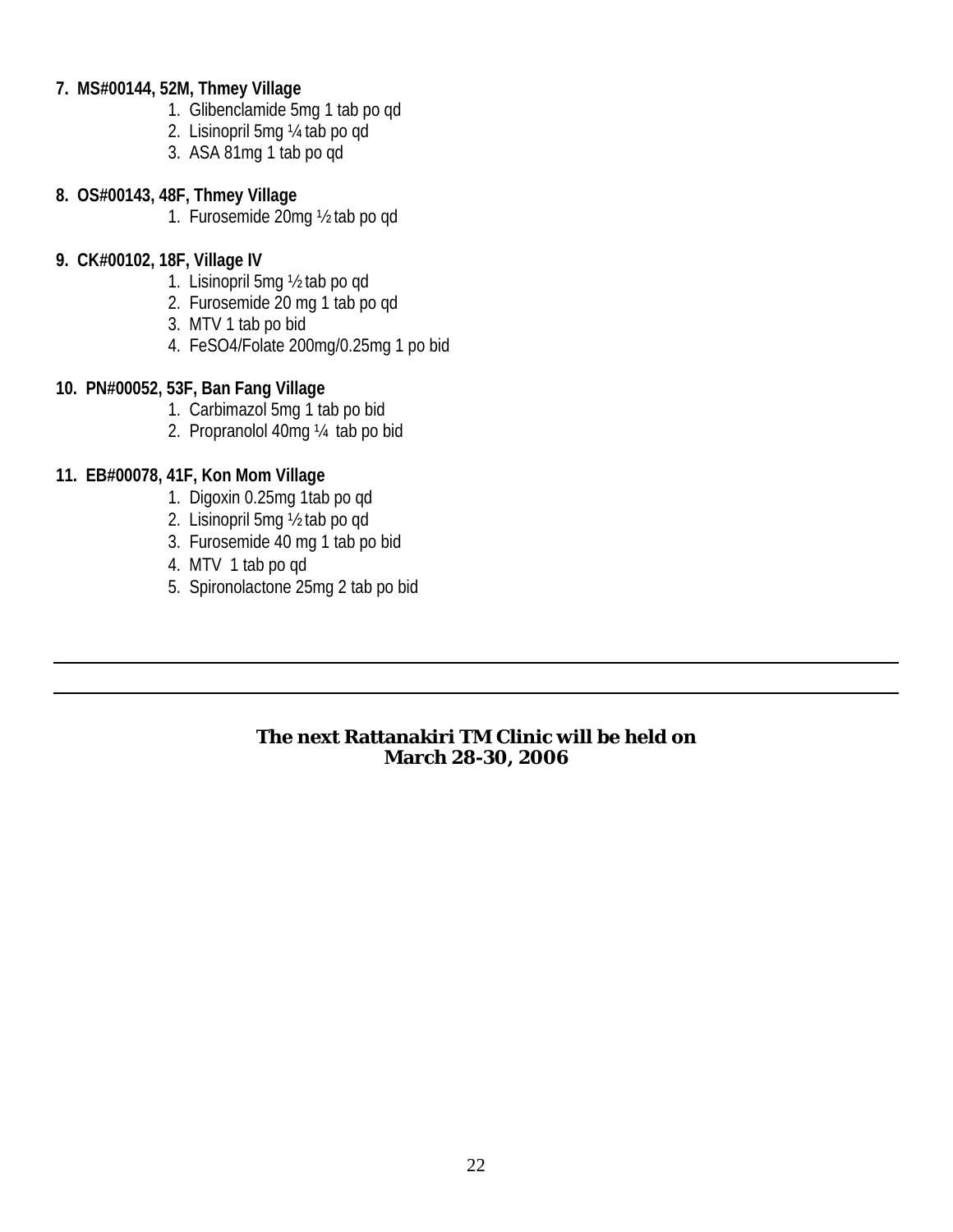**7. MS#00144, 52M, Thmey Village**

1. Glibenclamide 5mg 1 tab po qd
2. Lisinopril 5mg ¼ tab po qd
3. ASA 81mg 1 tab po qd

**8. OS#00143, 48F, Thmey Village**

1. Furosemide 20mg ½ tab po qd

**9. CK#00102, 18F, Village IV**

1. Lisinopril 5mg ½ tab po qd
2. Furosemide 20 mg 1 tab po qd
3. MTV 1 tab po bid
4. $FeSO_4$/Folate 200mg/0.25mg 1 po bid

**10. PN#00052, 53F, Ban Fang Village**

1. Carbimazol 5mg 1 tab po bid
2. Propranolol 40mg ¼ tab po bid

**11. EB#00078, 41F, Kon Mom Village**

1. Digoxin 0.25mg 1tab po qd
2. Lisinopril 5mg ½ tab po qd
3. Furosemide 40 mg 1 tab po bid
4. MTV 1 tab po qd
5. Spironolactone 25mg 2 tab po bid

---

**The next Rattanakiri TM Clinic will be held on March 28-30, 2006**